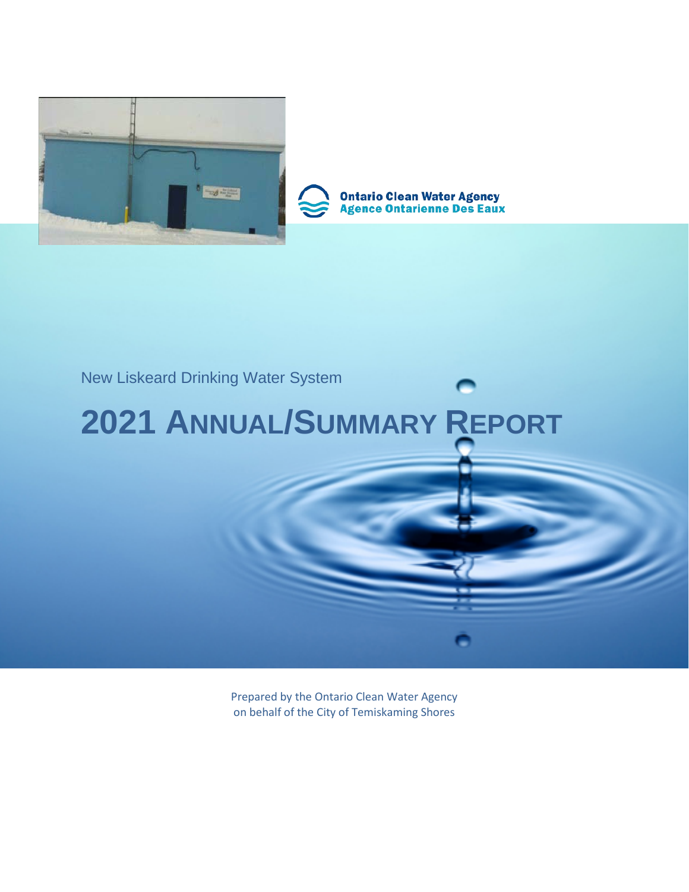Ontario Clean Water Agency
Agence Ontarienne Des Eaux

New Liskeard Drinking Water System

# 2021 ANNUAL/SUMMARY REPORT

Prepared by the Ontario Clean Water Agency
on behalf of the City of Temiskaming Shores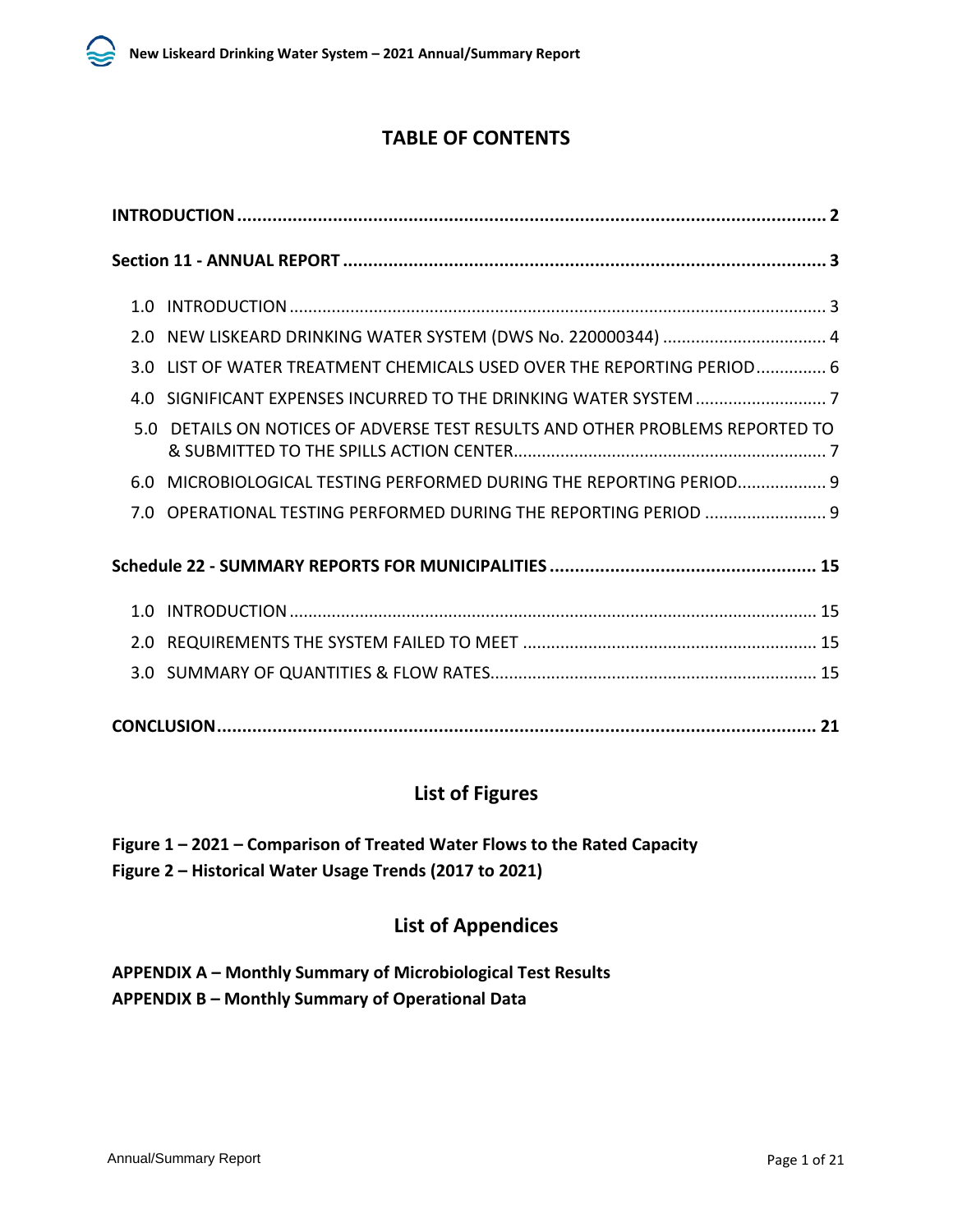# TABLE OF CONTENTS

**INTRODUCTION** ..... **2**

**Section 11 - ANNUAL REPORT** ..... **3**

1.0 INTRODUCTION ..... 3

2.0 NEW LISKEARD DRINKING WATER SYSTEM (DWS No. 220000344) ..... 4

3.0 LIST OF WATER TREATMENT CHEMICALS USED OVER THE REPORTING PERIOD ..... 6

4.0 SIGNIFICANT EXPENSES INCURRED TO THE DRINKING WATER SYSTEM ..... 7

5.0 DETAILS ON NOTICES OF ADVERSE TEST RESULTS AND OTHER PROBLEMS REPORTED TO & SUBMITTED TO THE SPILLS ACTION CENTER ..... 7

6.0 MICROBIOLOGICAL TESTING PERFORMED DURING THE REPORTING PERIOD ..... 9

7.0 OPERATIONAL TESTING PERFORMED DURING THE REPORTING PERIOD ..... 9

**Schedule 22 - SUMMARY REPORTS FOR MUNICIPALITIES** ..... **15**

1.0 INTRODUCTION ..... 15

2.0 REQUIREMENTS THE SYSTEM FAILED TO MEET ..... 15

3.0 SUMMARY OF QUANTITIES & FLOW RATES ..... 15

**CONCLUSION** ..... **21**

## List of Figures

**Figure 1 – 2021 – Comparison of Treated Water Flows to the Rated Capacity**
**Figure 2 – Historical Water Usage Trends (2017 to 2021)**

## List of Appendices

**APPENDIX A – Monthly Summary of Microbiological Test Results**
**APPENDIX B – Monthly Summary of Operational Data**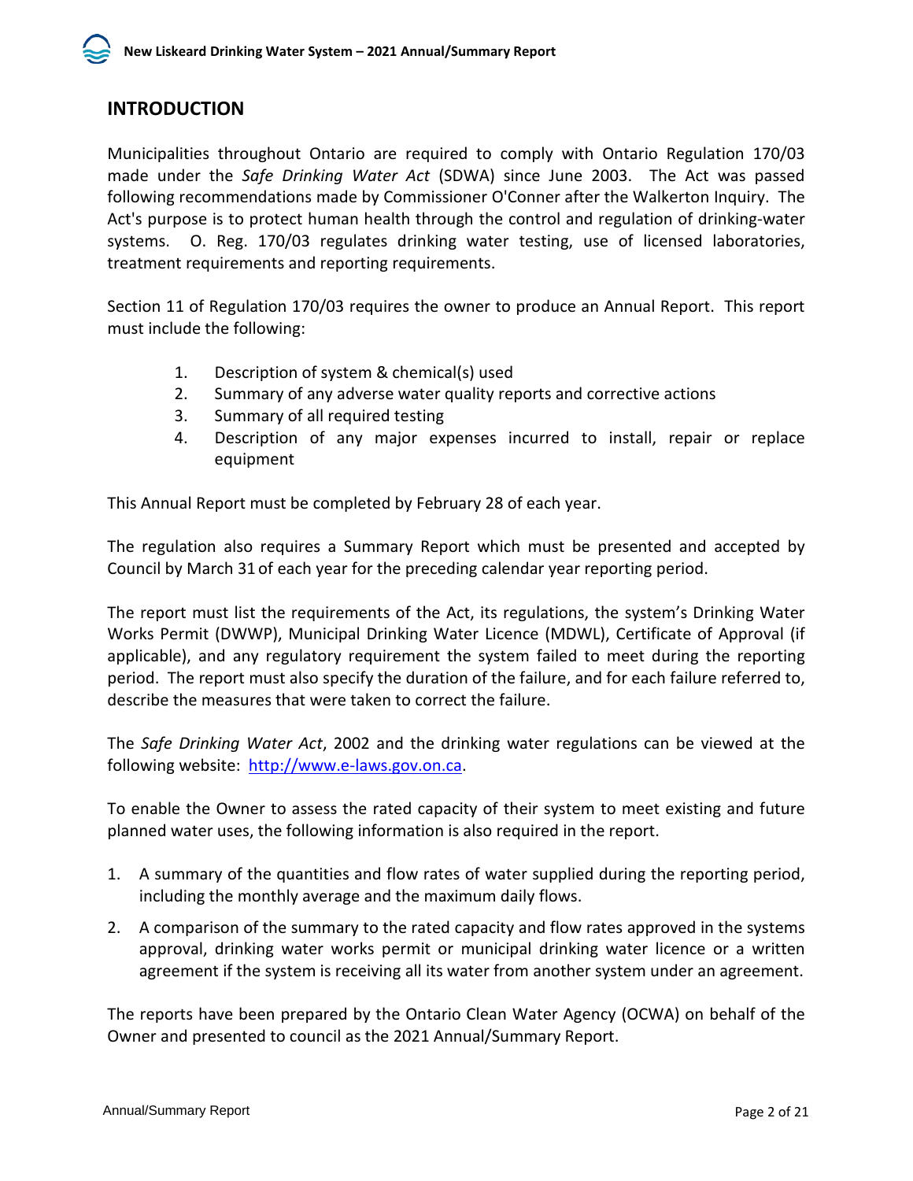## INTRODUCTION

Municipalities throughout Ontario are required to comply with Ontario Regulation 170/03 made under the *Safe Drinking Water Act* (SDWA) since June 2003. The Act was passed following recommendations made by Commissioner O'Conner after the Walkerton Inquiry. The Act's purpose is to protect human health through the control and regulation of drinking-water systems. O. Reg. 170/03 regulates drinking water testing, use of licensed laboratories, treatment requirements and reporting requirements.

Section 11 of Regulation 170/03 requires the owner to produce an Annual Report. This report must include the following:

1. Description of system & chemical(s) used
2. Summary of any adverse water quality reports and corrective actions
3. Summary of all required testing
4. Description of any major expenses incurred to install, repair or replace equipment

This Annual Report must be completed by February 28 of each year.

The regulation also requires a Summary Report which must be presented and accepted by Council by March 31 of each year for the preceding calendar year reporting period.

The report must list the requirements of the Act, its regulations, the system's Drinking Water Works Permit (DWWP), Municipal Drinking Water Licence (MDWL), Certificate of Approval (if applicable), and any regulatory requirement the system failed to meet during the reporting period. The report must also specify the duration of the failure, and for each failure referred to, describe the measures that were taken to correct the failure.

The *Safe Drinking Water Act*, 2002 and the drinking water regulations can be viewed at the following website: http://www.e-laws.gov.on.ca.

To enable the Owner to assess the rated capacity of their system to meet existing and future planned water uses, the following information is also required in the report.

1. A summary of the quantities and flow rates of water supplied during the reporting period, including the monthly average and the maximum daily flows.
2. A comparison of the summary to the rated capacity and flow rates approved in the systems approval, drinking water works permit or municipal drinking water licence or a written agreement if the system is receiving all its water from another system under an agreement.

The reports have been prepared by the Ontario Clean Water Agency (OCWA) on behalf of the Owner and presented to council as the 2021 Annual/Summary Report.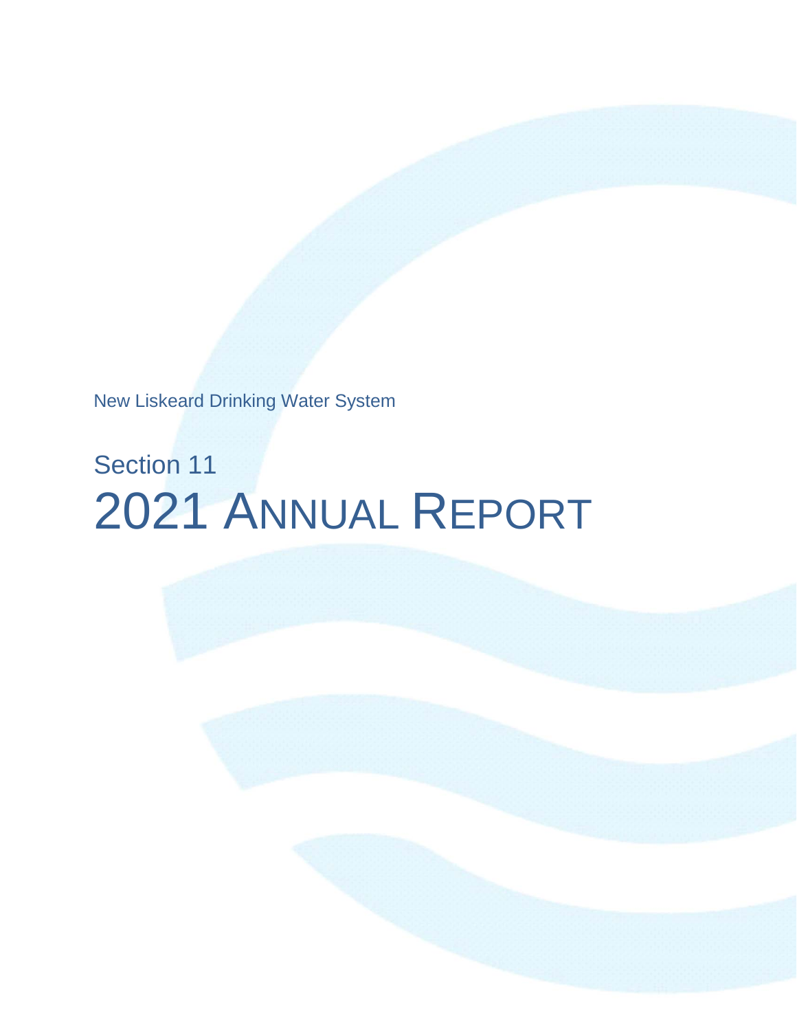New Liskeard Drinking Water System

# Section 11

# 2021 Annual Report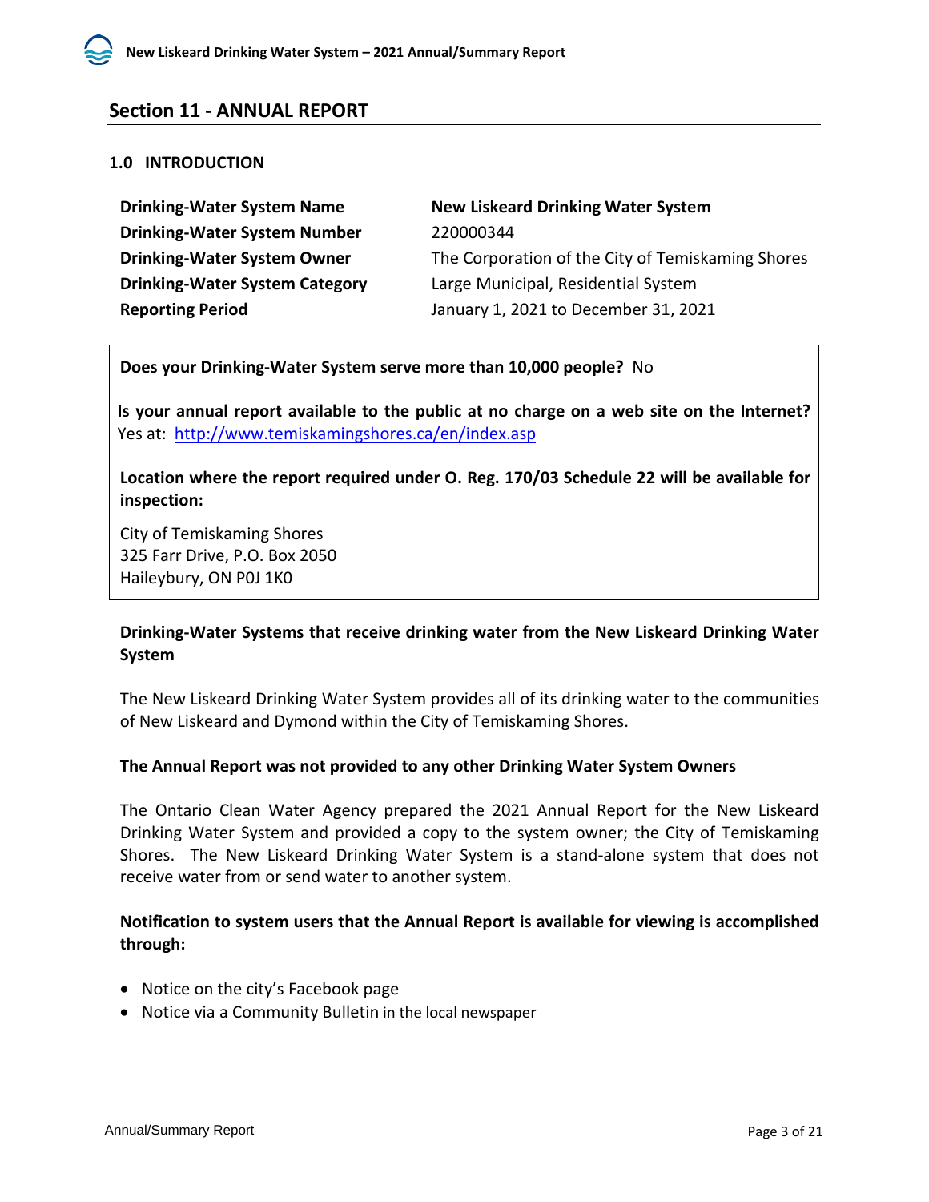## Section 11 - ANNUAL REPORT

### 1.0 INTRODUCTION

| | |
|---|---|
| **Drinking-Water System Name** | **New Liskeard Drinking Water System** |
| **Drinking-Water System Number** | 220000344 |
| **Drinking-Water System Owner** | The Corporation of the City of Temiskaming Shores |
| **Drinking-Water System Category** | Large Municipal, Residential System |
| **Reporting Period** | January 1, 2021 to December 31, 2021 |

**Does your Drinking-Water System serve more than 10,000 people?** No

**Is your annual report available to the public at no charge on a web site on the Internet?** Yes at: http://www.temiskamingshores.ca/en/index.asp

**Location where the report required under O. Reg. 170/03 Schedule 22 will be available for inspection:**

City of Temiskaming Shores
325 Farr Drive, P.O. Box 2050
Haileybury, ON P0J 1K0

**Drinking-Water Systems that receive drinking water from the New Liskeard Drinking Water System**

The New Liskeard Drinking Water System provides all of its drinking water to the communities of New Liskeard and Dymond within the City of Temiskaming Shores.

**The Annual Report was not provided to any other Drinking Water System Owners**

The Ontario Clean Water Agency prepared the 2021 Annual Report for the New Liskeard Drinking Water System and provided a copy to the system owner; the City of Temiskaming Shores. The New Liskeard Drinking Water System is a stand-alone system that does not receive water from or send water to another system.

**Notification to system users that the Annual Report is available for viewing is accomplished through:**

- Notice on the city's Facebook page
- Notice via a Community Bulletin in the local newspaper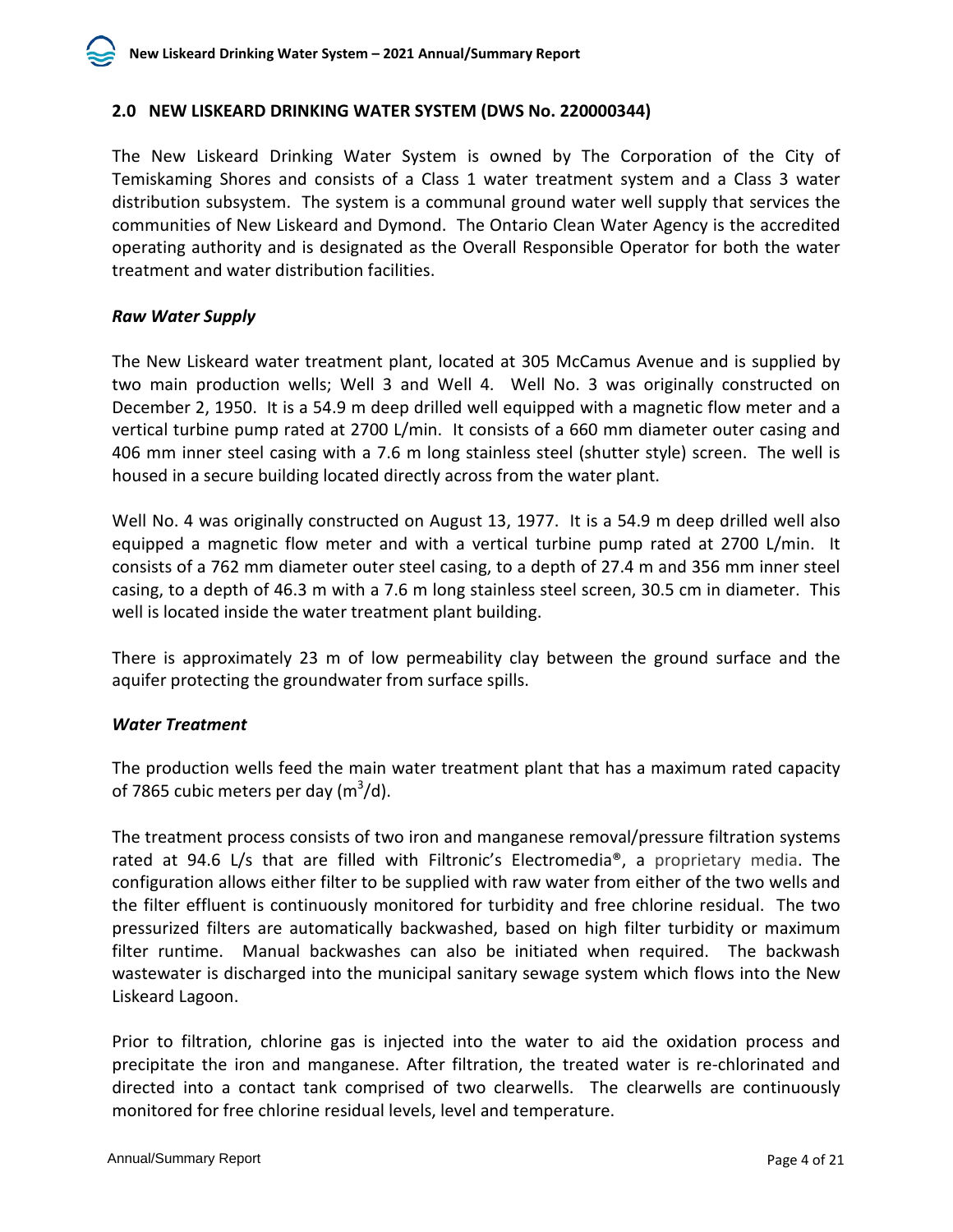## 2.0 NEW LISKEARD DRINKING WATER SYSTEM (DWS No. 220000344)

The New Liskeard Drinking Water System is owned by The Corporation of the City of Temiskaming Shores and consists of a Class 1 water treatment system and a Class 3 water distribution subsystem. The system is a communal ground water well supply that services the communities of New Liskeard and Dymond. The Ontario Clean Water Agency is the accredited operating authority and is designated as the Overall Responsible Operator for both the water treatment and water distribution facilities.

### *Raw Water Supply*

The New Liskeard water treatment plant, located at 305 McCamus Avenue and is supplied by two main production wells; Well 3 and Well 4. Well No. 3 was originally constructed on December 2, 1950. It is a 54.9 m deep drilled well equipped with a magnetic flow meter and a vertical turbine pump rated at 2700 L/min. It consists of a 660 mm diameter outer casing and 406 mm inner steel casing with a 7.6 m long stainless steel (shutter style) screen. The well is housed in a secure building located directly across from the water plant.

Well No. 4 was originally constructed on August 13, 1977. It is a 54.9 m deep drilled well also equipped a magnetic flow meter and with a vertical turbine pump rated at 2700 L/min. It consists of a 762 mm diameter outer steel casing, to a depth of 27.4 m and 356 mm inner steel casing, to a depth of 46.3 m with a 7.6 m long stainless steel screen, 30.5 cm in diameter. This well is located inside the water treatment plant building.

There is approximately 23 m of low permeability clay between the ground surface and the aquifer protecting the groundwater from surface spills.

### *Water Treatment*

The production wells feed the main water treatment plant that has a maximum rated capacity of 7865 cubic meters per day ($m^3/d$).

The treatment process consists of two iron and manganese removal/pressure filtration systems rated at 94.6 L/s that are filled with Filtronic's Electromedia®, a proprietary media. The configuration allows either filter to be supplied with raw water from either of the two wells and the filter effluent is continuously monitored for turbidity and free chlorine residual. The two pressurized filters are automatically backwashed, based on high filter turbidity or maximum filter runtime. Manual backwashes can also be initiated when required. The backwash wastewater is discharged into the municipal sanitary sewage system which flows into the New Liskeard Lagoon.

Prior to filtration, chlorine gas is injected into the water to aid the oxidation process and precipitate the iron and manganese. After filtration, the treated water is re-chlorinated and directed into a contact tank comprised of two clearwells. The clearwells are continuously monitored for free chlorine residual levels, level and temperature.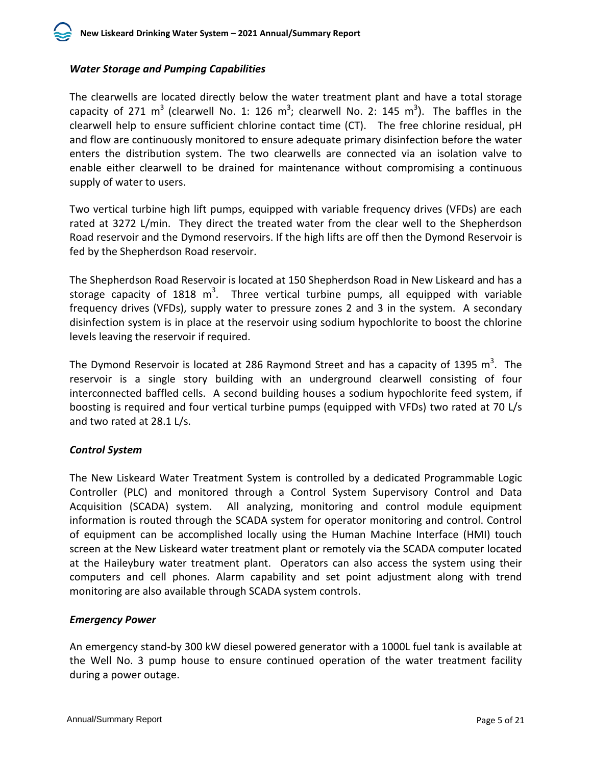### *Water Storage and Pumping Capabilities*

The clearwells are located directly below the water treatment plant and have a total storage capacity of 271 $m^3$ (clearwell No. 1: 126 $m^3$; clearwell No. 2: 145 $m^3$). The baffles in the clearwell help to ensure sufficient chlorine contact time (CT). The free chlorine residual, pH and flow are continuously monitored to ensure adequate primary disinfection before the water enters the distribution system. The two clearwells are connected via an isolation valve to enable either clearwell to be drained for maintenance without compromising a continuous supply of water to users.

Two vertical turbine high lift pumps, equipped with variable frequency drives (VFDs) are each rated at 3272 L/min. They direct the treated water from the clear well to the Shepherdson Road reservoir and the Dymond reservoirs. If the high lifts are off then the Dymond Reservoir is fed by the Shepherdson Road reservoir.

The Shepherdson Road Reservoir is located at 150 Shepherdson Road in New Liskeard and has a storage capacity of 1818 $m^3$. Three vertical turbine pumps, all equipped with variable frequency drives (VFDs), supply water to pressure zones 2 and 3 in the system. A secondary disinfection system is in place at the reservoir using sodium hypochlorite to boost the chlorine levels leaving the reservoir if required.

The Dymond Reservoir is located at 286 Raymond Street and has a capacity of 1395 $m^3$. The reservoir is a single story building with an underground clearwell consisting of four interconnected baffled cells. A second building houses a sodium hypochlorite feed system, if boosting is required and four vertical turbine pumps (equipped with VFDs) two rated at 70 L/s and two rated at 28.1 L/s.

### *Control System*

The New Liskeard Water Treatment System is controlled by a dedicated Programmable Logic Controller (PLC) and monitored through a Control System Supervisory Control and Data Acquisition (SCADA) system. All analyzing, monitoring and control module equipment information is routed through the SCADA system for operator monitoring and control. Control of equipment can be accomplished locally using the Human Machine Interface (HMI) touch screen at the New Liskeard water treatment plant or remotely via the SCADA computer located at the Haileybury water treatment plant. Operators can also access the system using their computers and cell phones. Alarm capability and set point adjustment along with trend monitoring are also available through SCADA system controls.

### *Emergency Power*

An emergency stand-by 300 kW diesel powered generator with a 1000L fuel tank is available at the Well No. 3 pump house to ensure continued operation of the water treatment facility during a power outage.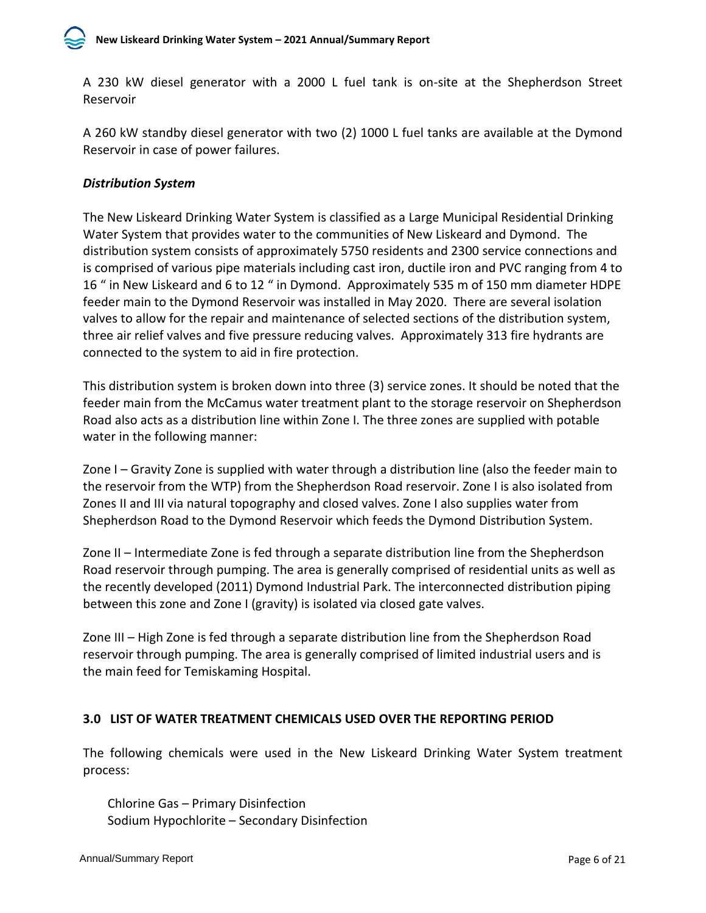A 230 kW diesel generator with a 2000 L fuel tank is on-site at the Shepherdson Street Reservoir

A 260 kW standby diesel generator with two (2) 1000 L fuel tanks are available at the Dymond Reservoir in case of power failures.

***Distribution System***

The New Liskeard Drinking Water System is classified as a Large Municipal Residential Drinking Water System that provides water to the communities of New Liskeard and Dymond. The distribution system consists of approximately 5750 residents and 2300 service connections and is comprised of various pipe materials including cast iron, ductile iron and PVC ranging from 4 to 16 " in New Liskeard and 6 to 12 " in Dymond. Approximately 535 m of 150 mm diameter HDPE feeder main to the Dymond Reservoir was installed in May 2020. There are several isolation valves to allow for the repair and maintenance of selected sections of the distribution system, three air relief valves and five pressure reducing valves. Approximately 313 fire hydrants are connected to the system to aid in fire protection.

This distribution system is broken down into three (3) service zones. It should be noted that the feeder main from the McCamus water treatment plant to the storage reservoir on Shepherdson Road also acts as a distribution line within Zone I. The three zones are supplied with potable water in the following manner:

Zone I – Gravity Zone is supplied with water through a distribution line (also the feeder main to the reservoir from the WTP) from the Shepherdson Road reservoir. Zone I is also isolated from Zones II and III via natural topography and closed valves. Zone I also supplies water from Shepherdson Road to the Dymond Reservoir which feeds the Dymond Distribution System.

Zone II – Intermediate Zone is fed through a separate distribution line from the Shepherdson Road reservoir through pumping. The area is generally comprised of residential units as well as the recently developed (2011) Dymond Industrial Park. The interconnected distribution piping between this zone and Zone I (gravity) is isolated via closed gate valves.

Zone III – High Zone is fed through a separate distribution line from the Shepherdson Road reservoir through pumping. The area is generally comprised of limited industrial users and is the main feed for Temiskaming Hospital.

## 3.0 LIST OF WATER TREATMENT CHEMICALS USED OVER THE REPORTING PERIOD

The following chemicals were used in the New Liskeard Drinking Water System treatment process:

Chlorine Gas – Primary Disinfection
Sodium Hypochlorite – Secondary Disinfection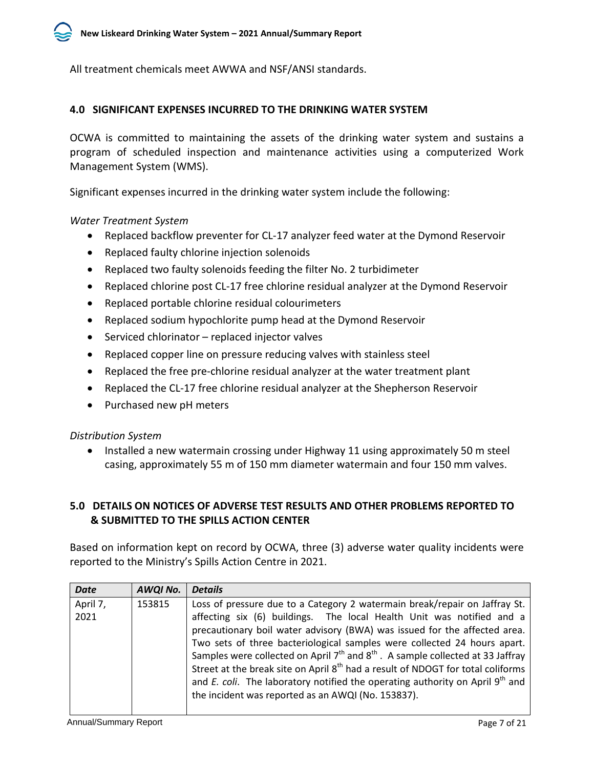All treatment chemicals meet AWWA and NSF/ANSI standards.

## 4.0 SIGNIFICANT EXPENSES INCURRED TO THE DRINKING WATER SYSTEM

OCWA is committed to maintaining the assets of the drinking water system and sustains a program of scheduled inspection and maintenance activities using a computerized Work Management System (WMS).

Significant expenses incurred in the drinking water system include the following:

*Water Treatment System*

- Replaced backflow preventer for CL-17 analyzer feed water at the Dymond Reservoir
- Replaced faulty chlorine injection solenoids
- Replaced two faulty solenoids feeding the filter No. 2 turbidimeter
- Replaced chlorine post CL-17 free chlorine residual analyzer at the Dymond Reservoir
- Replaced portable chlorine residual colourimeters
- Replaced sodium hypochlorite pump head at the Dymond Reservoir
- Serviced chlorinator – replaced injector valves
- Replaced copper line on pressure reducing valves with stainless steel
- Replaced the free pre-chlorine residual analyzer at the water treatment plant
- Replaced the CL-17 free chlorine residual analyzer at the Shepherson Reservoir
- Purchased new pH meters

*Distribution System*

- Installed a new watermain crossing under Highway 11 using approximately 50 m steel casing, approximately 55 m of 150 mm diameter watermain and four 150 mm valves.

## 5.0 DETAILS ON NOTICES OF ADVERSE TEST RESULTS AND OTHER PROBLEMS REPORTED TO & SUBMITTED TO THE SPILLS ACTION CENTER

Based on information kept on record by OCWA, three (3) adverse water quality incidents were reported to the Ministry's Spills Action Centre in 2021.

| *Date* | *AWQI No.* | *Details* |
|---|---|---|
| April 7, 2021 | 153815 | Loss of pressure due to a Category 2 watermain break/repair on Jaffray St. affecting six (6) buildings. The local Health Unit was notified and a precautionary boil water advisory (BWA) was issued for the affected area. Two sets of three bacteriological samples were collected 24 hours apart. Samples were collected on April 7th and 8th. A sample collected at 33 Jaffray Street at the break site on April 8th had a result of NDOGT for total coliforms and *E. coli*. The laboratory notified the operating authority on April 9th and the incident was reported as an AWQI (No. 153837). |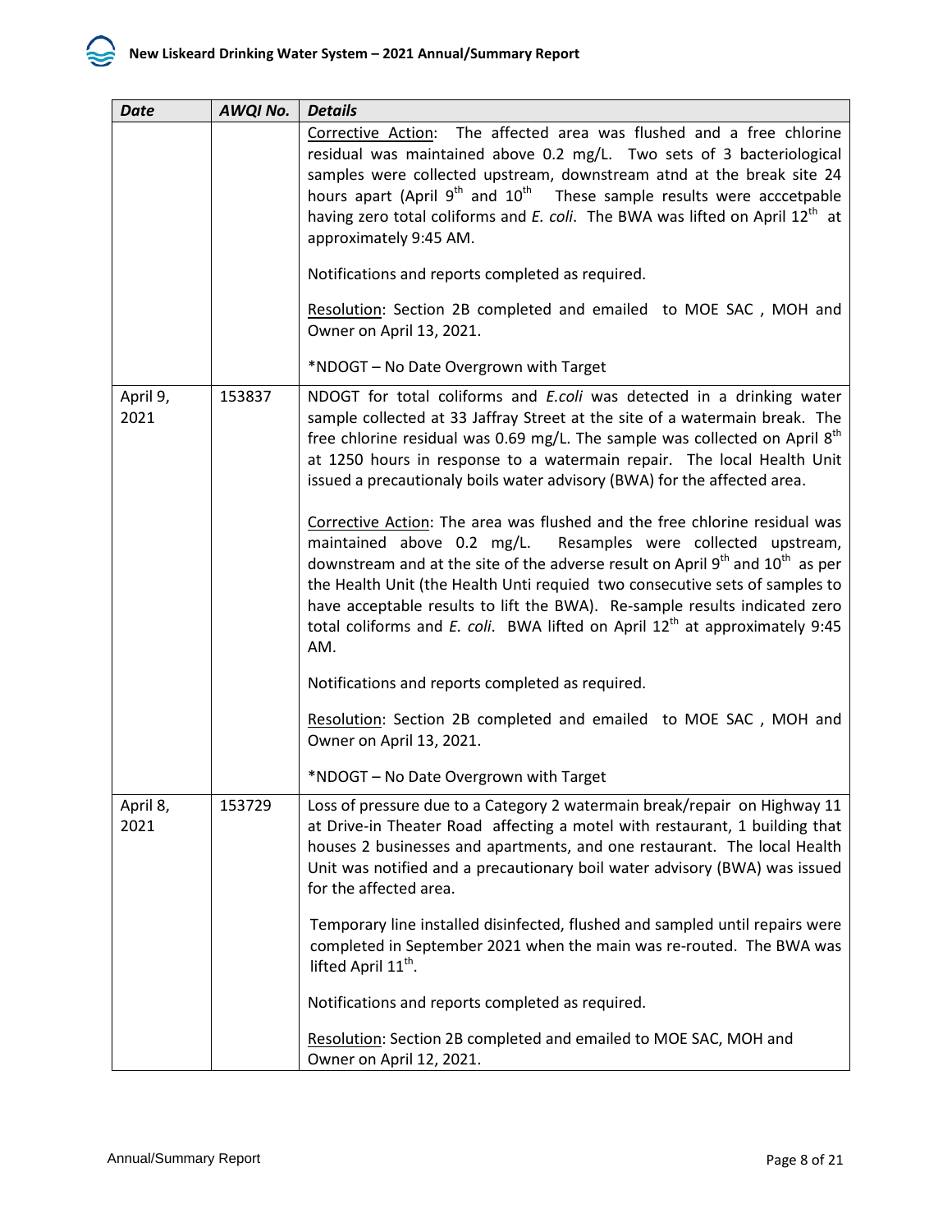| *Date* | *AWQI No.* | *Details* |
|---|---|---|
| | | Corrective Action: The affected area was flushed and a free chlorine residual was maintained above 0.2 mg/L. Two sets of 3 bacteriological samples were collected upstream, downstream atnd at the break site 24 hours apart (April 9th and 10th These sample results were acccetpable having zero total coliforms and *E. coli*. The BWA was lifted on April 12th at approximately 9:45 AM.<br><br>Notifications and reports completed as required.<br><br>Resolution: Section 2B completed and emailed to MOE SAC , MOH and Owner on April 13, 2021.<br><br>*NDOGT – No Date Overgrown with Target |
| April 9, 2021 | 153837 | NDOGT for total coliforms and *E.coli* was detected in a drinking water sample collected at 33 Jaffray Street at the site of a watermain break. The free chlorine residual was 0.69 mg/L. The sample was collected on April 8th at 1250 hours in response to a watermain repair. The local Health Unit issued a precautionaly boils water advisory (BWA) for the affected area.<br><br>Corrective Action: The area was flushed and the free chlorine residual was maintained above 0.2 mg/L. Resamples were collected upstream, downstream and at the site of the adverse result on April 9th and 10th as per the Health Unit (the Health Unti requied two consecutive sets of samples to have acceptable results to lift the BWA). Re-sample results indicated zero total coliforms and *E. coli*. BWA lifted on April 12th at approximately 9:45 AM.<br><br>Notifications and reports completed as required.<br><br>Resolution: Section 2B completed and emailed to MOE SAC , MOH and Owner on April 13, 2021.<br><br>*NDOGT – No Date Overgrown with Target |
| April 8, 2021 | 153729 | Loss of pressure due to a Category 2 watermain break/repair on Highway 11 at Drive-in Theater Road affecting a motel with restaurant, 1 building that houses 2 businesses and apartments, and one restaurant. The local Health Unit was notified and a precautionary boil water advisory (BWA) was issued for the affected area.<br><br>Temporary line installed disinfected, flushed and sampled until repairs were completed in September 2021 when the main was re-routed. The BWA was lifted April 11th.<br><br>Notifications and reports completed as required.<br><br>Resolution: Section 2B completed and emailed to MOE SAC, MOH and Owner on April 12, 2021. |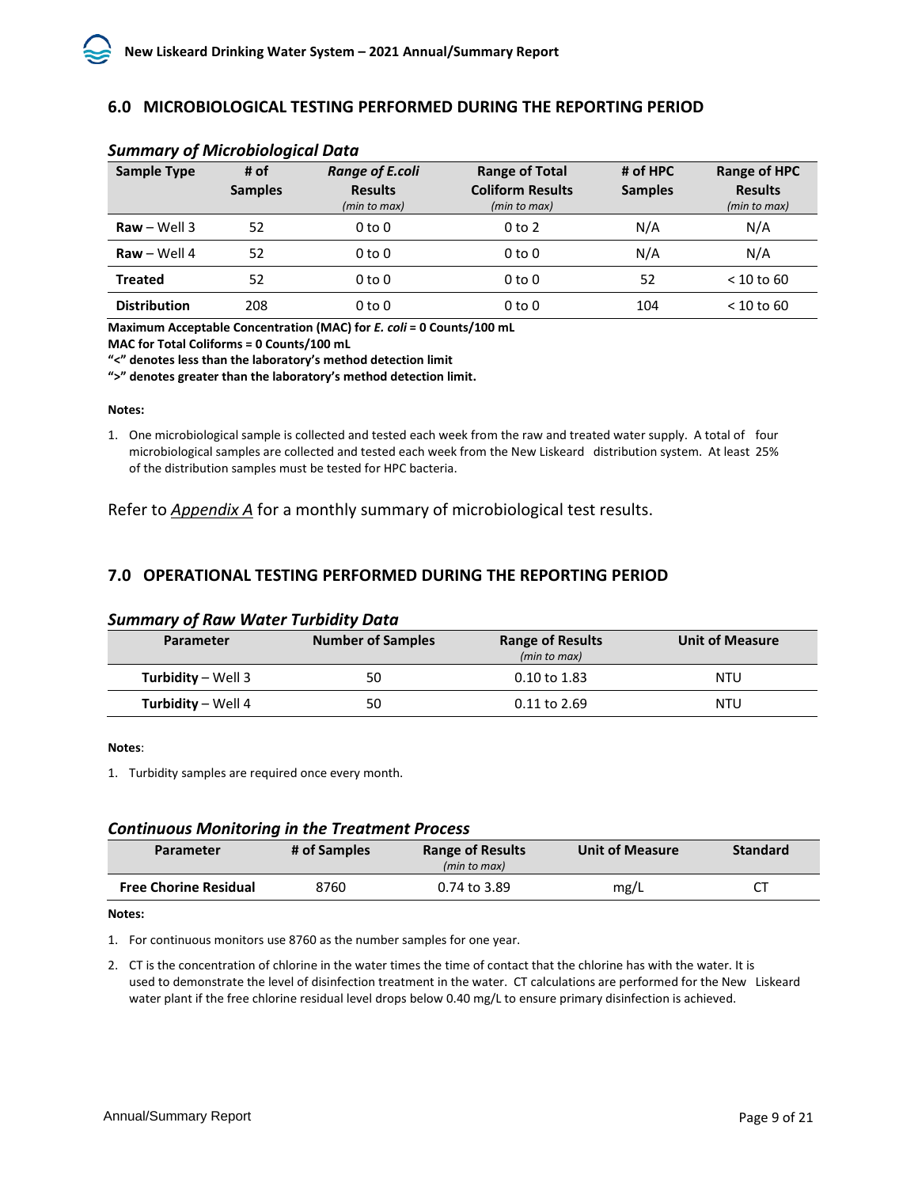## 6.0 MICROBIOLOGICAL TESTING PERFORMED DURING THE REPORTING PERIOD

### *Summary of Microbiological Data*

| Sample Type | # of Samples | *Range of E.coli* Results *(min to max)* | Range of Total Coliform Results *(min to max)* | # of HPC Samples | Range of HPC Results *(min to max)* |
|---|---|---|---|---|---|
| **Raw** – Well 3 | 52 | 0 to 0 | 0 to 2 | N/A | N/A |
| **Raw** – Well 4 | 52 | 0 to 0 | 0 to 0 | N/A | N/A |
| **Treated** | 52 | 0 to 0 | 0 to 0 | 52 | < 10 to 60 |
| **Distribution** | 208 | 0 to 0 | 0 to 0 | 104 | < 10 to 60 |

**Maximum Acceptable Concentration (MAC) for *E. coli* = 0 Counts/100 mL**
**MAC for Total Coliforms = 0 Counts/100 mL**
**"<" denotes less than the laboratory's method detection limit**
**">" denotes greater than the laboratory's method detection limit.**

**Notes:**

1. One microbiological sample is collected and tested each week from the raw and treated water supply. A total of four microbiological samples are collected and tested each week from the New Liskeard distribution system. At least 25% of the distribution samples must be tested for HPC bacteria.

Refer to *Appendix A* for a monthly summary of microbiological test results.

## 7.0 OPERATIONAL TESTING PERFORMED DURING THE REPORTING PERIOD

### *Summary of Raw Water Turbidity Data*

| Parameter | Number of Samples | Range of Results *(min to max)* | Unit of Measure |
|---|---|---|---|
| **Turbidity** – Well 3 | 50 | 0.10 to 1.83 | NTU |
| **Turbidity** – Well 4 | 50 | 0.11 to 2.69 | NTU |

**Notes**:

1. Turbidity samples are required once every month.

### *Continuous Monitoring in the Treatment Process*

| Parameter | # of Samples | Range of Results *(min to max)* | Unit of Measure | Standard |
|---|---|---|---|---|
| **Free Chorine Residual** | 8760 | 0.74 to 3.89 | mg/L | CT |

**Notes:**

1. For continuous monitors use 8760 as the number samples for one year.
2. CT is the concentration of chlorine in the water times the time of contact that the chlorine has with the water. It is used to demonstrate the level of disinfection treatment in the water. CT calculations are performed for the New Liskeard water plant if the free chlorine residual level drops below 0.40 mg/L to ensure primary disinfection is achieved.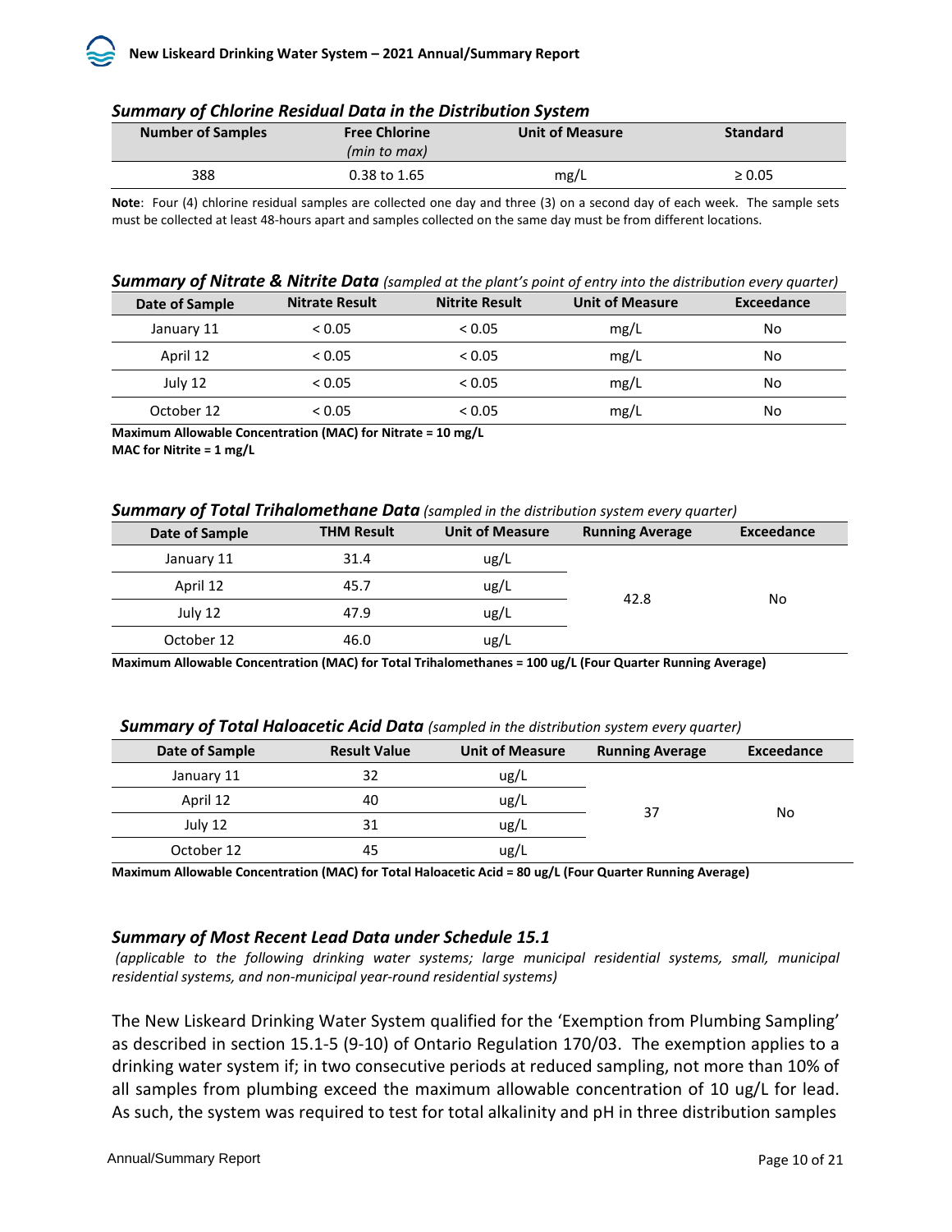### *Summary of Chlorine Residual Data in the Distribution System*

| Number of Samples | Free Chlorine *(min to max)* | Unit of Measure | Standard |
|---|---|---|---|
| 388 | 0.38 to 1.65 | mg/L | ≥ 0.05 |

**Note**: Four (4) chlorine residual samples are collected one day and three (3) on a second day of each week. The sample sets must be collected at least 48-hours apart and samples collected on the same day must be from different locations.

### *Summary of Nitrate & Nitrite Data* *(sampled at the plant's point of entry into the distribution every quarter)*

| Date of Sample | Nitrate Result | Nitrite Result | Unit of Measure | Exceedance |
|---|---|---|---|---|
| January 11 | < 0.05 | < 0.05 | mg/L | No |
| April 12 | < 0.05 | < 0.05 | mg/L | No |
| July 12 | < 0.05 | < 0.05 | mg/L | No |
| October 12 | < 0.05 | < 0.05 | mg/L | No |

**Maximum Allowable Concentration (MAC) for Nitrate = 10 mg/L**
**MAC for Nitrite = 1 mg/L**

### *Summary of Total Trihalomethane Data* *(sampled in the distribution system every quarter)*

| Date of Sample | THM Result | Unit of Measure | Running Average | Exceedance |
|---|---|---|---|---|
| January 11 | 31.4 | ug/L | 42.8 | No |
| April 12 | 45.7 | ug/L | | |
| July 12 | 47.9 | ug/L | | |
| October 12 | 46.0 | ug/L | | |

**Maximum Allowable Concentration (MAC) for Total Trihalomethanes = 100 ug/L (Four Quarter Running Average)**

### *Summary of Total Haloacetic Acid Data* *(sampled in the distribution system every quarter)*

| Date of Sample | Result Value | Unit of Measure | Running Average | Exceedance |
|---|---|---|---|---|
| January 11 | 32 | ug/L | 37 | No |
| April 12 | 40 | ug/L | | |
| July 12 | 31 | ug/L | | |
| October 12 | 45 | ug/L | | |

**Maximum Allowable Concentration (MAC) for Total Haloacetic Acid = 80 ug/L (Four Quarter Running Average)**

### *Summary of Most Recent Lead Data under Schedule 15.1*

*(applicable to the following drinking water systems; large municipal residential systems, small, municipal residential systems, and non-municipal year-round residential systems)*

The New Liskeard Drinking Water System qualified for the 'Exemption from Plumbing Sampling' as described in section 15.1-5 (9-10) of Ontario Regulation 170/03. The exemption applies to a drinking water system if; in two consecutive periods at reduced sampling, not more than 10% of all samples from plumbing exceed the maximum allowable concentration of 10 ug/L for lead. As such, the system was required to test for total alkalinity and pH in three distribution samples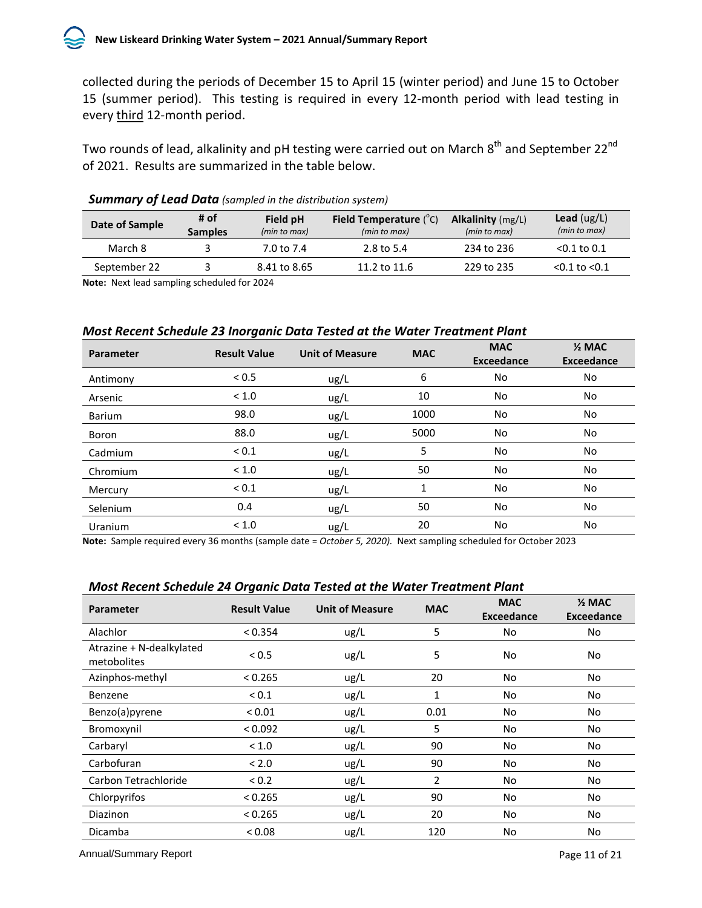collected during the periods of December 15 to April 15 (winter period) and June 15 to October 15 (summer period). This testing is required in every 12-month period with lead testing in every third 12-month period.

Two rounds of lead, alkalinity and pH testing were carried out on March 8th and September 22nd of 2021. Results are summarized in the table below.

***Summary of Lead Data*** *(sampled in the distribution system)*

| Date of Sample | # of Samples | Field pH *(min to max)* | Field Temperature (°C) *(min to max)* | Alkalinity (mg/L) *(min to max)* | Lead (ug/L) *(min to max)* |
|---|---|---|---|---|---|
| March 8 | 3 | 7.0 to 7.4 | 2.8 to 5.4 | 234 to 236 | <0.1 to 0.1 |
| September 22 | 3 | 8.41 to 8.65 | 11.2 to 11.6 | 229 to 235 | <0.1 to <0.1 |

**Note:** Next lead sampling scheduled for 2024

***Most Recent Schedule 23 Inorganic Data Tested at the Water Treatment Plant***

| Parameter | Result Value | Unit of Measure | MAC | MAC Exceedance | ½ MAC Exceedance |
|---|---|---|---|---|---|
| Antimony | < 0.5 | ug/L | 6 | No | No |
| Arsenic | < 1.0 | ug/L | 10 | No | No |
| Barium | 98.0 | ug/L | 1000 | No | No |
| Boron | 88.0 | ug/L | 5000 | No | No |
| Cadmium | < 0.1 | ug/L | 5 | No | No |
| Chromium | < 1.0 | ug/L | 50 | No | No |
| Mercury | < 0.1 | ug/L | 1 | No | No |
| Selenium | 0.4 | ug/L | 50 | No | No |
| Uranium | < 1.0 | ug/L | 20 | No | No |

**Note:** Sample required every 36 months (sample date = *October 5, 2020)*. Next sampling scheduled for October 2023

***Most Recent Schedule 24 Organic Data Tested at the Water Treatment Plant***

| Parameter | Result Value | Unit of Measure | MAC | MAC Exceedance | ½ MAC Exceedance |
|---|---|---|---|---|---|
| Alachlor | < 0.354 | ug/L | 5 | No | No |
| Atrazine + N-dealkylated metobolites | < 0.5 | ug/L | 5 | No | No |
| Azinphos-methyl | < 0.265 | ug/L | 20 | No | No |
| Benzene | < 0.1 | ug/L | 1 | No | No |
| Benzo(a)pyrene | < 0.01 | ug/L | 0.01 | No | No |
| Bromoxynil | < 0.092 | ug/L | 5 | No | No |
| Carbaryl | < 1.0 | ug/L | 90 | No | No |
| Carbofuran | < 2.0 | ug/L | 90 | No | No |
| Carbon Tetrachloride | < 0.2 | ug/L | 2 | No | No |
| Chlorpyrifos | < 0.265 | ug/L | 90 | No | No |
| Diazinon | < 0.265 | ug/L | 20 | No | No |
| Dicamba | < 0.08 | ug/L | 120 | No | No |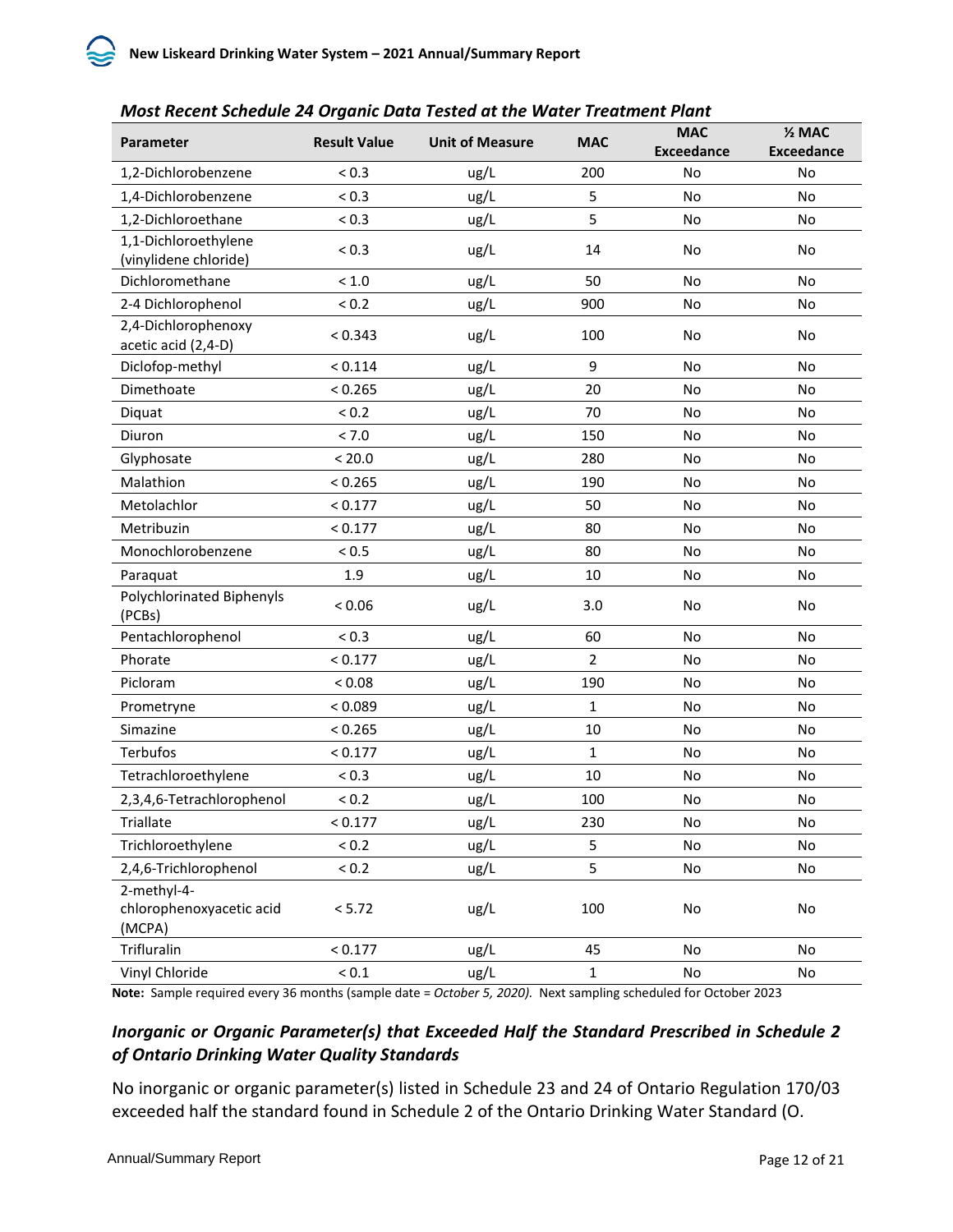### *Most Recent Schedule 24 Organic Data Tested at the Water Treatment Plant*

| Parameter | Result Value | Unit of Measure | MAC | MAC Exceedance | ½ MAC Exceedance |
|---|---|---|---|---|---|
| 1,2-Dichlorobenzene | < 0.3 | ug/L | 200 | No | No |
| 1,4-Dichlorobenzene | < 0.3 | ug/L | 5 | No | No |
| 1,2-Dichloroethane | < 0.3 | ug/L | 5 | No | No |
| 1,1-Dichloroethylene (vinylidene chloride) | < 0.3 | ug/L | 14 | No | No |
| Dichloromethane | < 1.0 | ug/L | 50 | No | No |
| 2-4 Dichlorophenol | < 0.2 | ug/L | 900 | No | No |
| 2,4-Dichlorophenoxy acetic acid (2,4-D) | < 0.343 | ug/L | 100 | No | No |
| Diclofop-methyl | < 0.114 | ug/L | 9 | No | No |
| Dimethoate | < 0.265 | ug/L | 20 | No | No |
| Diquat | < 0.2 | ug/L | 70 | No | No |
| Diuron | < 7.0 | ug/L | 150 | No | No |
| Glyphosate | < 20.0 | ug/L | 280 | No | No |
| Malathion | < 0.265 | ug/L | 190 | No | No |
| Metolachlor | < 0.177 | ug/L | 50 | No | No |
| Metribuzin | < 0.177 | ug/L | 80 | No | No |
| Monochlorobenzene | < 0.5 | ug/L | 80 | No | No |
| Paraquat | 1.9 | ug/L | 10 | No | No |
| Polychlorinated Biphenyls (PCBs) | < 0.06 | ug/L | 3.0 | No | No |
| Pentachlorophenol | < 0.3 | ug/L | 60 | No | No |
| Phorate | < 0.177 | ug/L | 2 | No | No |
| Picloram | < 0.08 | ug/L | 190 | No | No |
| Prometryne | < 0.089 | ug/L | 1 | No | No |
| Simazine | < 0.265 | ug/L | 10 | No | No |
| Terbufos | < 0.177 | ug/L | 1 | No | No |
| Tetrachloroethylene | < 0.3 | ug/L | 10 | No | No |
| 2,3,4,6-Tetrachlorophenol | < 0.2 | ug/L | 100 | No | No |
| Triallate | < 0.177 | ug/L | 230 | No | No |
| Trichloroethylene | < 0.2 | ug/L | 5 | No | No |
| 2,4,6-Trichlorophenol | < 0.2 | ug/L | 5 | No | No |
| 2-methyl-4-chlorophenoxyacetic acid (MCPA) | < 5.72 | ug/L | 100 | No | No |
| Trifluralin | < 0.177 | ug/L | 45 | No | No |
| Vinyl Chloride | < 0.1 | ug/L | 1 | No | No |

**Note:** Sample required every 36 months (sample date = *October 5, 2020).* Next sampling scheduled for October 2023

### *Inorganic or Organic Parameter(s) that Exceeded Half the Standard Prescribed in Schedule 2 of Ontario Drinking Water Quality Standards*

No inorganic or organic parameter(s) listed in Schedule 23 and 24 of Ontario Regulation 170/03 exceeded half the standard found in Schedule 2 of the Ontario Drinking Water Standard (O.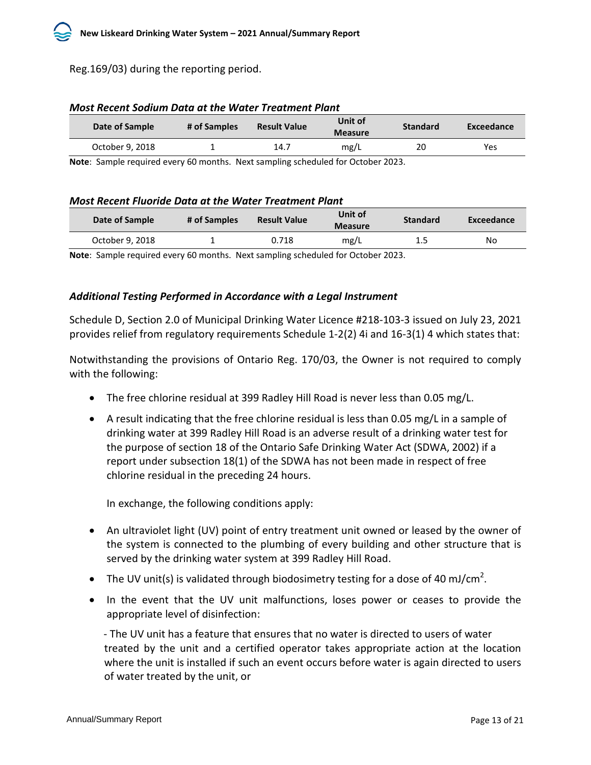Reg.169/03) during the reporting period.

### *Most Recent Sodium Data at the Water Treatment Plant*

| Date of Sample | # of Samples | Result Value | Unit of Measure | Standard | Exceedance |
|---|---|---|---|---|---|
| October 9, 2018 | 1 | 14.7 | mg/L | 20 | Yes |

**Note**: Sample required every 60 months. Next sampling scheduled for October 2023.

### *Most Recent Fluoride Data at the Water Treatment Plant*

| Date of Sample | # of Samples | Result Value | Unit of Measure | Standard | Exceedance |
|---|---|---|---|---|---|
| October 9, 2018 | 1 | 0.718 | mg/L | 1.5 | No |

**Note**: Sample required every 60 months. Next sampling scheduled for October 2023.

### *Additional Testing Performed in Accordance with a Legal Instrument*

Schedule D, Section 2.0 of Municipal Drinking Water Licence #218-103-3 issued on July 23, 2021 provides relief from regulatory requirements Schedule 1-2(2) 4i and 16-3(1) 4 which states that:

Notwithstanding the provisions of Ontario Reg. 170/03, the Owner is not required to comply with the following:

- The free chlorine residual at 399 Radley Hill Road is never less than 0.05 mg/L.
- A result indicating that the free chlorine residual is less than 0.05 mg/L in a sample of drinking water at 399 Radley Hill Road is an adverse result of a drinking water test for the purpose of section 18 of the Ontario Safe Drinking Water Act (SDWA, 2002) if a report under subsection 18(1) of the SDWA has not been made in respect of free chlorine residual in the preceding 24 hours.

  In exchange, the following conditions apply:

- An ultraviolet light (UV) point of entry treatment unit owned or leased by the owner of the system is connected to the plumbing of every building and other structure that is served by the drinking water system at 399 Radley Hill Road.
- The UV unit(s) is validated through biodosimetry testing for a dose of 40 mJ/cm$^2$.
- In the event that the UV unit malfunctions, loses power or ceases to provide the appropriate level of disinfection:

  - The UV unit has a feature that ensures that no water is directed to users of water treated by the unit and a certified operator takes appropriate action at the location where the unit is installed if such an event occurs before water is again directed to users of water treated by the unit, or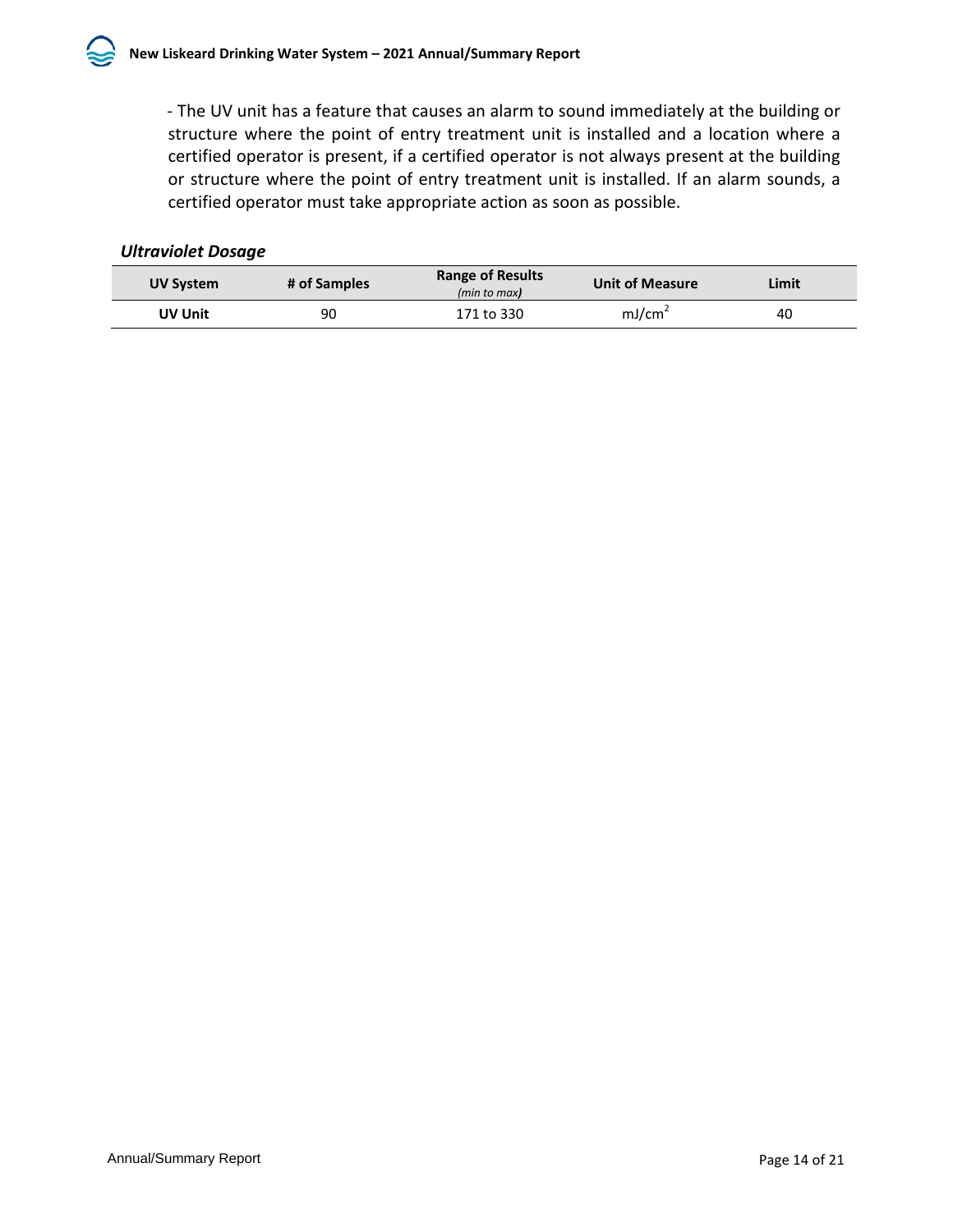- The UV unit has a feature that causes an alarm to sound immediately at the building or structure where the point of entry treatment unit is installed and a location where a certified operator is present, if a certified operator is not always present at the building or structure where the point of entry treatment unit is installed. If an alarm sounds, a certified operator must take appropriate action as soon as possible.

### *Ultraviolet Dosage*

| UV System | # of Samples | Range of Results *(min to max)* | Unit of Measure | Limit |
|---|---|---|---|---|
| **UV Unit** | 90 | 171 to 330 | $mJ/cm^2$ | 40 |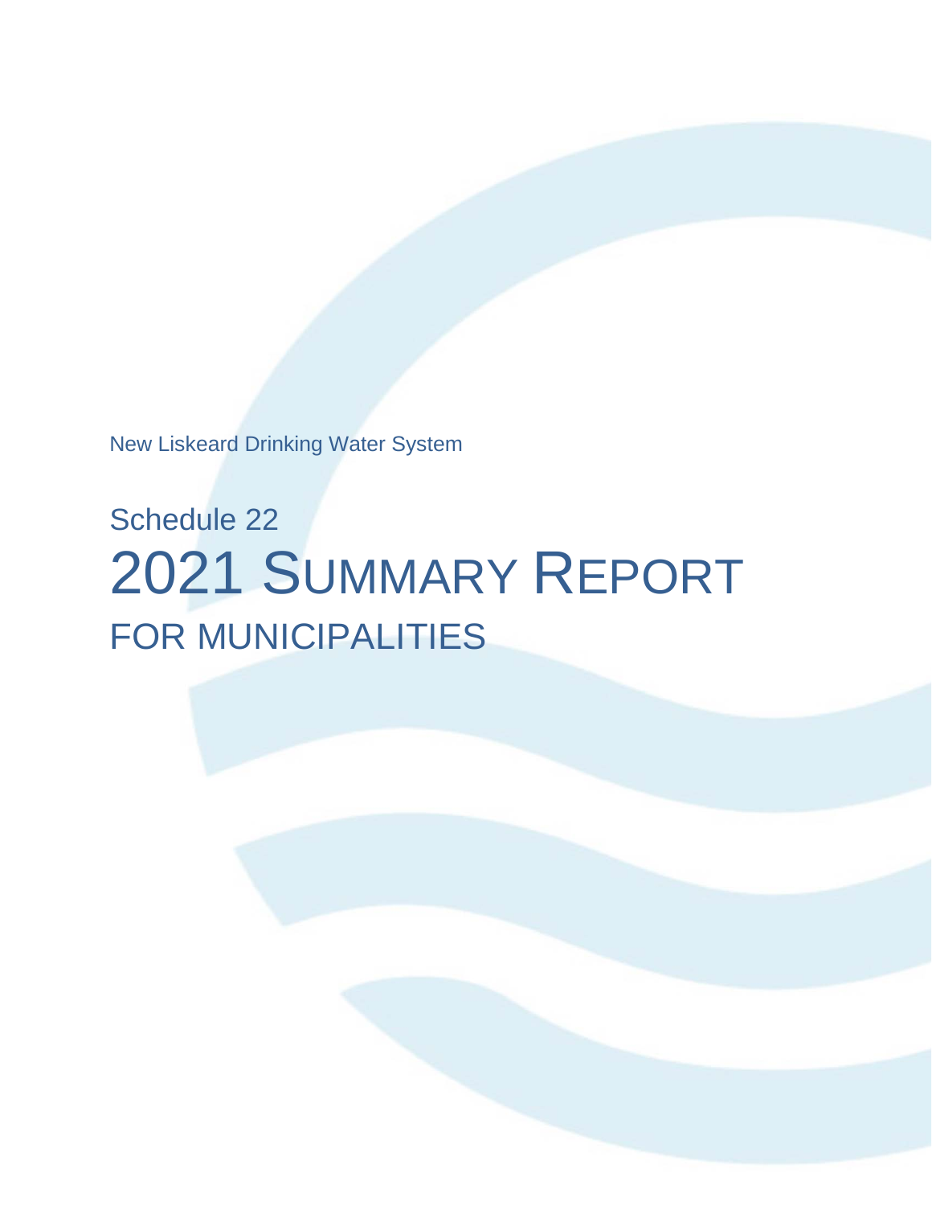New Liskeard Drinking Water System

# Schedule 22

# 2021 Summary Report

## FOR MUNICIPALITIES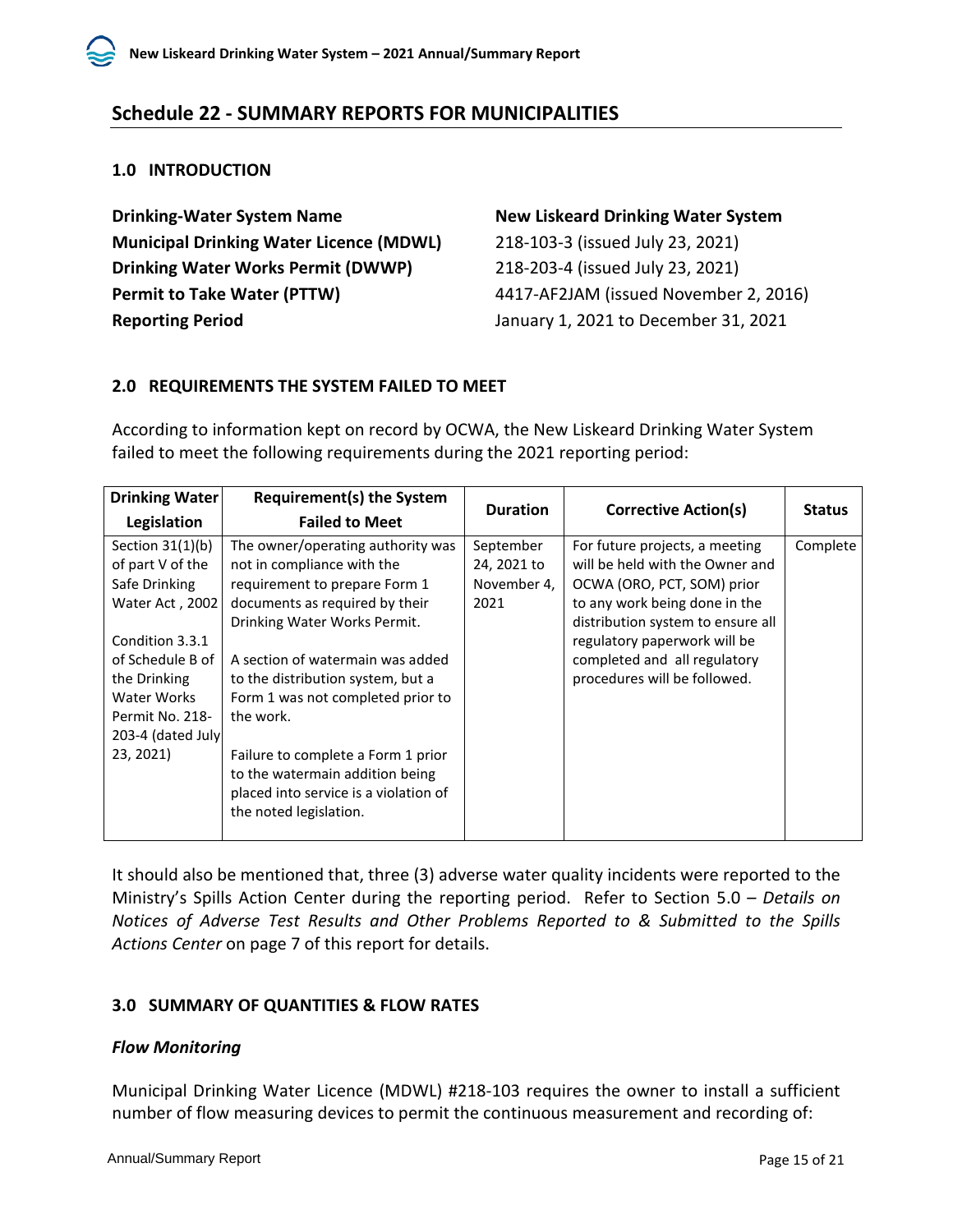## Schedule 22 - SUMMARY REPORTS FOR MUNICIPALITIES

### 1.0 INTRODUCTION

| | |
|---|---|
| **Drinking-Water System Name** | **New Liskeard Drinking Water System** |
| **Municipal Drinking Water Licence (MDWL)** | 218-103-3 (issued July 23, 2021) |
| **Drinking Water Works Permit (DWWP)** | 218-203-4 (issued July 23, 2021) |
| **Permit to Take Water (PTTW)** | 4417-AF2JAM (issued November 2, 2016) |
| **Reporting Period** | January 1, 2021 to December 31, 2021 |

### 2.0 REQUIREMENTS THE SYSTEM FAILED TO MEET

According to information kept on record by OCWA, the New Liskeard Drinking Water System failed to meet the following requirements during the 2021 reporting period:

| Drinking Water Legislation | Requirement(s) the System Failed to Meet | Duration | Corrective Action(s) | Status |
|---|---|---|---|---|
| Section 31(1)(b) of part V of the Safe Drinking Water Act , 2002<br><br>Condition 3.3.1 of Schedule B of the Drinking Water Works Permit No. 218-203-4 (dated July 23, 2021) | The owner/operating authority was not in compliance with the requirement to prepare Form 1 documents as required by their Drinking Water Works Permit.<br><br>A section of watermain was added to the distribution system, but a Form 1 was not completed prior to the work.<br><br>Failure to complete a Form 1 prior to the watermain addition being placed into service is a violation of the noted legislation. | September 24, 2021 to November 4, 2021 | For future projects, a meeting will be held with the Owner and OCWA (ORO, PCT, SOM) prior to any work being done in the distribution system to ensure all regulatory paperwork will be completed and all regulatory procedures will be followed. | Complete |

It should also be mentioned that, three (3) adverse water quality incidents were reported to the Ministry's Spills Action Center during the reporting period. Refer to Section 5.0 – *Details on Notices of Adverse Test Results and Other Problems Reported to & Submitted to the Spills Actions Center* on page 7 of this report for details.

### 3.0 SUMMARY OF QUANTITIES & FLOW RATES

#### *Flow Monitoring*

Municipal Drinking Water Licence (MDWL) #218-103 requires the owner to install a sufficient number of flow measuring devices to permit the continuous measurement and recording of: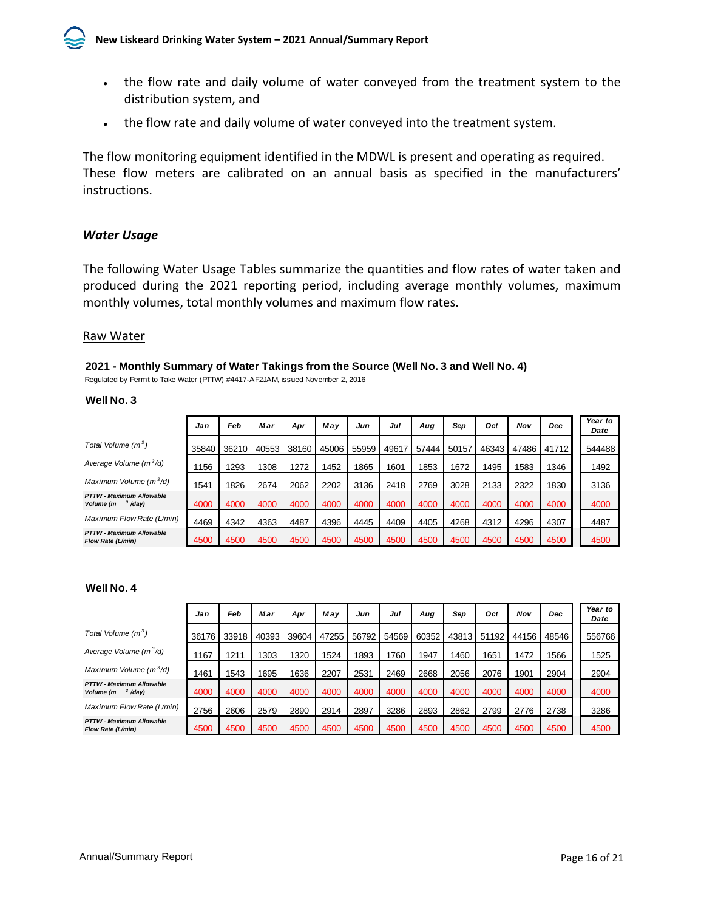- the flow rate and daily volume of water conveyed from the treatment system to the distribution system, and
- the flow rate and daily volume of water conveyed into the treatment system.

The flow monitoring equipment identified in the MDWL is present and operating as required. These flow meters are calibrated on an annual basis as specified in the manufacturers' instructions.

### *Water Usage*

The following Water Usage Tables summarize the quantities and flow rates of water taken and produced during the 2021 reporting period, including average monthly volumes, maximum monthly volumes, total monthly volumes and maximum flow rates.

#### Raw Water

**2021 - Monthly Summary of Water Takings from the Source (Well No. 3 and Well No. 4)**

Regulated by Permit to Take Water (PTTW) #4417-AF2JAM, issued November 2, 2016

**Well No. 3**

| | Jan | Feb | Mar | Apr | May | Jun | Jul | Aug | Sep | Oct | Nov | Dec | Year to Date |
|---|---|---|---|---|---|---|---|---|---|---|---|---|---|
| Total Volume ($m^3$) | 35840 | 36210 | 40553 | 38160 | 45006 | 55959 | 49617 | 57444 | 50157 | 46343 | 47486 | 41712 | 544488 |
| Average Volume ($m^3$/d) | 1156 | 1293 | 1308 | 1272 | 1452 | 1865 | 1601 | 1853 | 1672 | 1495 | 1583 | 1346 | 1492 |
| Maximum Volume ($m^3$/d) | 1541 | 1826 | 2674 | 2062 | 2202 | 3136 | 2418 | 2769 | 3028 | 2133 | 2322 | 1830 | 3136 |
| **PTTW - Maximum Allowable Volume ($m^3$/day)** | 4000 | 4000 | 4000 | 4000 | 4000 | 4000 | 4000 | 4000 | 4000 | 4000 | 4000 | 4000 | 4000 |
| Maximum Flow Rate (L/min) | 4469 | 4342 | 4363 | 4487 | 4396 | 4445 | 4409 | 4405 | 4268 | 4312 | 4296 | 4307 | 4487 |
| **PTTW - Maximum Allowable Flow Rate (L/min)** | 4500 | 4500 | 4500 | 4500 | 4500 | 4500 | 4500 | 4500 | 4500 | 4500 | 4500 | 4500 | 4500 |

**Well No. 4**

| | Jan | Feb | Mar | Apr | May | Jun | Jul | Aug | Sep | Oct | Nov | Dec | Year to Date |
|---|---|---|---|---|---|---|---|---|---|---|---|---|---|
| Total Volume ($m^3$) | 36176 | 33918 | 40393 | 39604 | 47255 | 56792 | 54569 | 60352 | 43813 | 51192 | 44156 | 48546 | 556766 |
| Average Volume ($m^3$/d) | 1167 | 1211 | 1303 | 1320 | 1524 | 1893 | 1760 | 1947 | 1460 | 1651 | 1472 | 1566 | 1525 |
| Maximum Volume ($m^3$/d) | 1461 | 1543 | 1695 | 1636 | 2207 | 2531 | 2469 | 2668 | 2056 | 2076 | 1901 | 2904 | 2904 |
| **PTTW - Maximum Allowable Volume ($m^3$/day)** | 4000 | 4000 | 4000 | 4000 | 4000 | 4000 | 4000 | 4000 | 4000 | 4000 | 4000 | 4000 | 4000 |
| Maximum Flow Rate (L/min) | 2756 | 2606 | 2579 | 2890 | 2914 | 2897 | 3286 | 2893 | 2862 | 2799 | 2776 | 2738 | 3286 |
| **PTTW - Maximum Allowable Flow Rate (L/min)** | 4500 | 4500 | 4500 | 4500 | 4500 | 4500 | 4500 | 4500 | 4500 | 4500 | 4500 | 4500 | 4500 |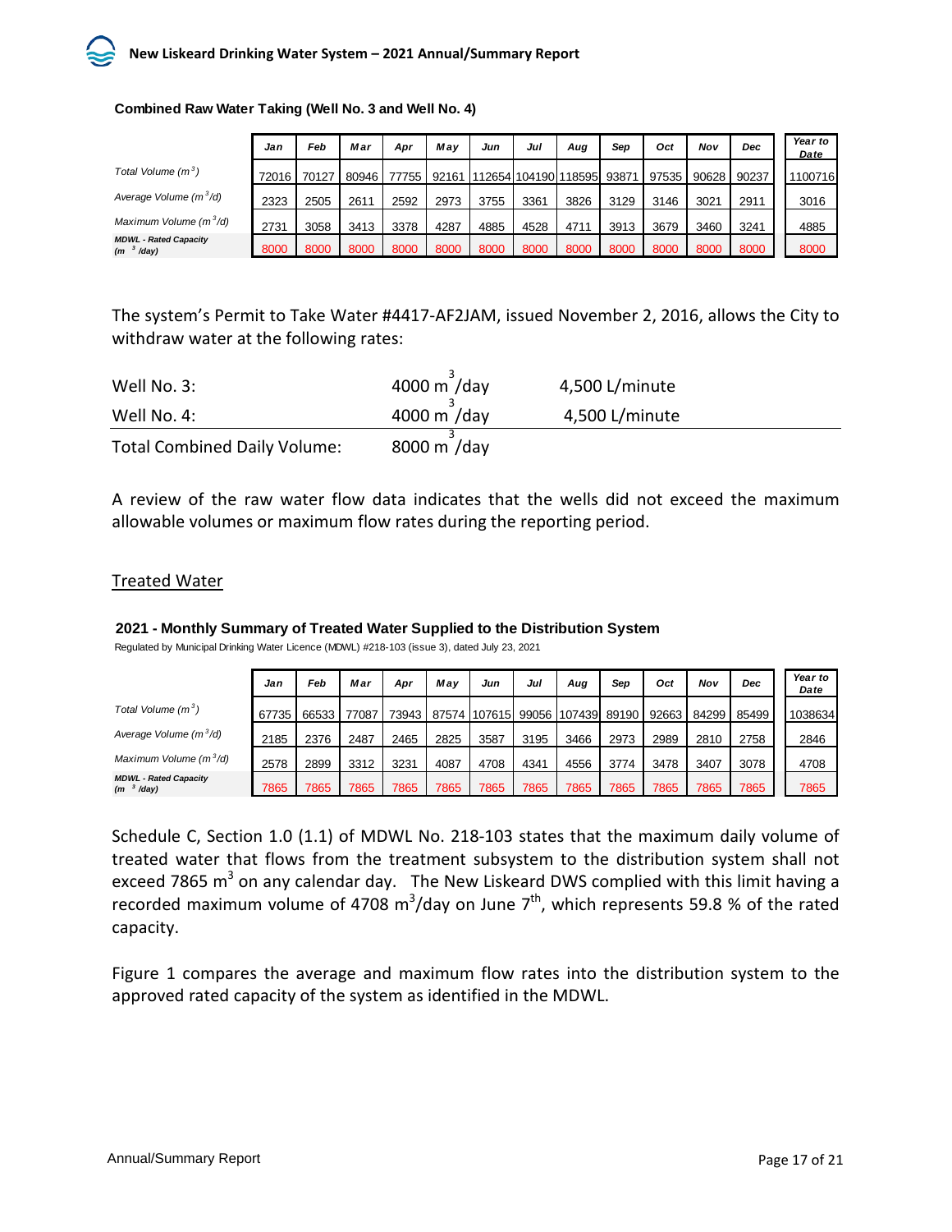**Combined Raw Water Taking (Well No. 3 and Well No. 4)**

| | Jan | Feb | Mar | Apr | May | Jun | Jul | Aug | Sep | Oct | Nov | Dec | Year to Date |
|---|---|---|---|---|---|---|---|---|---|---|---|---|---|
| Total Volume ($m^3$) | 72016 | 70127 | 80946 | 77755 | 92161 | 112654 | 104190 | 118595 | 93871 | 97535 | 90628 | 90237 | 1100716 |
| Average Volume ($m^3$/d) | 2323 | 2505 | 2611 | 2592 | 2973 | 3755 | 3361 | 3826 | 3129 | 3146 | 3021 | 2911 | 3016 |
| Maximum Volume ($m^3$/d) | 2731 | 3058 | 3413 | 3378 | 4287 | 4885 | 4528 | 4711 | 3913 | 3679 | 3460 | 3241 | 4885 |
| MDWL - Rated Capacity ($m^3$/day) | 8000 | 8000 | 8000 | 8000 | 8000 | 8000 | 8000 | 8000 | 8000 | 8000 | 8000 | 8000 | 8000 |

The system's Permit to Take Water #4417-AF2JAM, issued November 2, 2016, allows the City to withdraw water at the following rates:

| | | |
|---|---|---|
| Well No. 3: | 4000 $m^3$/day | 4,500 L/minute |
| Well No. 4: | 4000 $m^3$/day | 4,500 L/minute |
| Total Combined Daily Volume: | 8000 $m^3$/day | |

A review of the raw water flow data indicates that the wells did not exceed the maximum allowable volumes or maximum flow rates during the reporting period.

## Treated Water

**2021 - Monthly Summary of Treated Water Supplied to the Distribution System**

Regulated by Municipal Drinking Water Licence (MDWL) #218-103 (issue 3), dated July 23, 2021

| | Jan | Feb | Mar | Apr | May | Jun | Jul | Aug | Sep | Oct | Nov | Dec | Year to Date |
|---|---|---|---|---|---|---|---|---|---|---|---|---|---|
| Total Volume ($m^3$) | 67735 | 66533 | 77087 | 73943 | 87574 | 107615 | 99056 | 107439 | 89190 | 92663 | 84299 | 85499 | 1038634 |
| Average Volume ($m^3$/d) | 2185 | 2376 | 2487 | 2465 | 2825 | 3587 | 3195 | 3466 | 2973 | 2989 | 2810 | 2758 | 2846 |
| Maximum Volume ($m^3$/d) | 2578 | 2899 | 3312 | 3231 | 4087 | 4708 | 4341 | 4556 | 3774 | 3478 | 3407 | 3078 | 4708 |
| MDWL - Rated Capacity ($m^3$/day) | 7865 | 7865 | 7865 | 7865 | 7865 | 7865 | 7865 | 7865 | 7865 | 7865 | 7865 | 7865 | 7865 |

Schedule C, Section 1.0 (1.1) of MDWL No. 218-103 states that the maximum daily volume of treated water that flows from the treatment subsystem to the distribution system shall not exceed 7865 $m^3$ on any calendar day. The New Liskeard DWS complied with this limit having a recorded maximum volume of 4708 $m^3$/day on June 7th, which represents 59.8 % of the rated capacity.

Figure 1 compares the average and maximum flow rates into the distribution system to the approved rated capacity of the system as identified in the MDWL.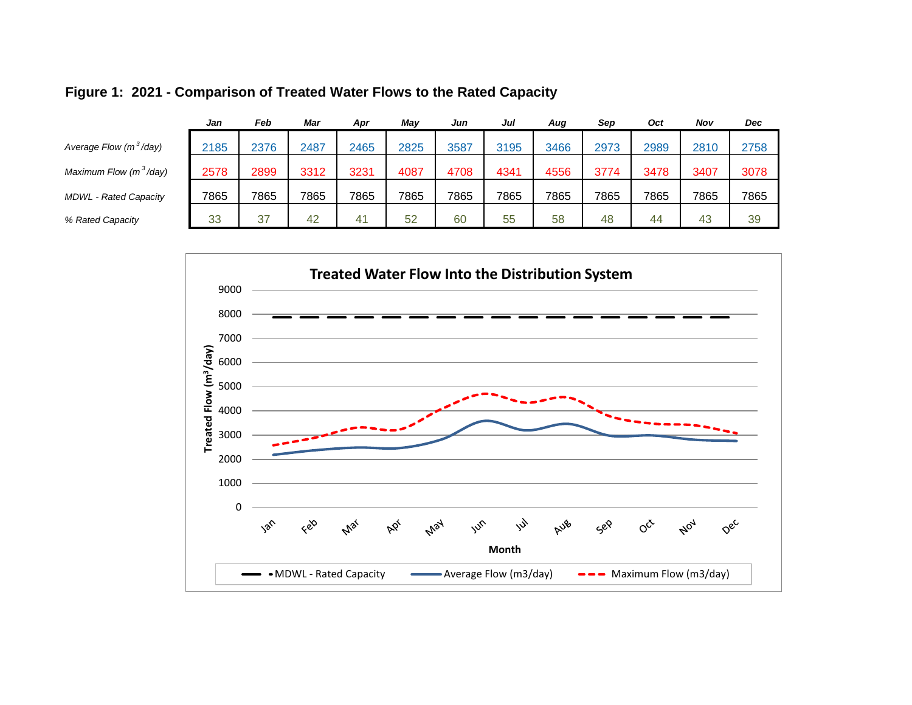## Figure 1: 2021 - Comparison of Treated Water Flows to the Rated Capacity

| | *Jan* | *Feb* | *Mar* | *Apr* | *May* | *Jun* | *Jul* | *Aug* | *Sep* | *Oct* | *Nov* | *Dec* |
|---|---|---|---|---|---|---|---|---|---|---|---|---|
| *Average Flow ($m^3$/day)* | 2185 | 2376 | 2487 | 2465 | 2825 | 3587 | 3195 | 3466 | 2973 | 2989 | 2810 | 2758 |
| *Maximum Flow ($m^3$/day)* | 2578 | 2899 | 3312 | 3231 | 4087 | 4708 | 4341 | 4556 | 3774 | 3478 | 3407 | 3078 |
| *MDWL - Rated Capacity* | 7865 | 7865 | 7865 | 7865 | 7865 | 7865 | 7865 | 7865 | 7865 | 7865 | 7865 | 7865 |
| *% Rated Capacity* | 33 | 37 | 42 | 41 | 52 | 60 | 55 | 58 | 48 | 44 | 43 | 39 |

**Treated Water Flow Into the Distribution System**

Y-axis: Treated Flow ($m^3$/day) (0–9000); X-axis: Month (Jan–Dec)

Legend: MDWL - Rated Capacity; Average Flow (m3/day); Maximum Flow (m3/day)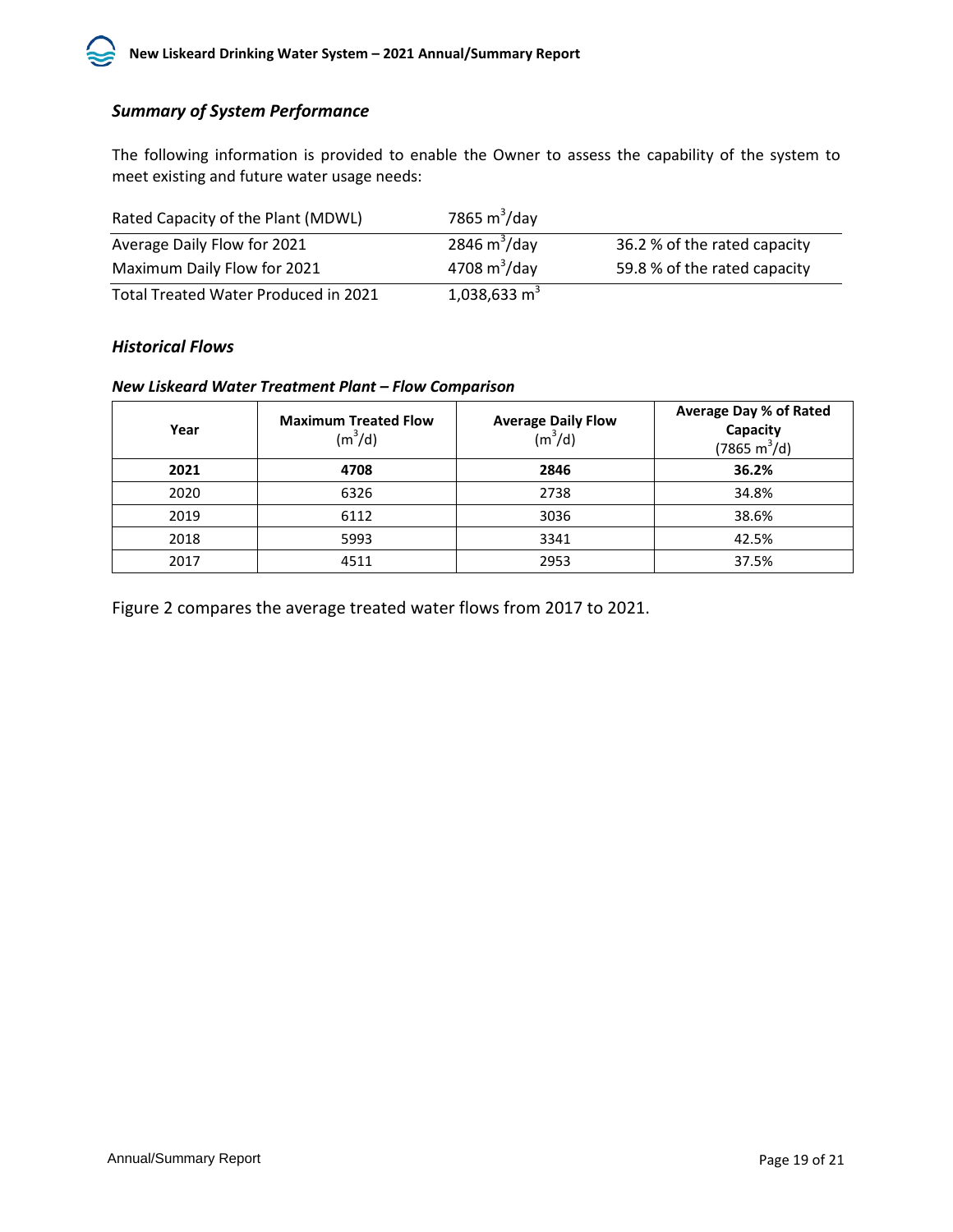### *Summary of System Performance*

The following information is provided to enable the Owner to assess the capability of the system to meet existing and future water usage needs:

| | | |
|---|---|---|
| Rated Capacity of the Plant (MDWL) | 7865 $m^3$/day | |
| Average Daily Flow for 2021 | 2846 $m^3$/day | 36.2 % of the rated capacity |
| Maximum Daily Flow for 2021 | 4708 $m^3$/day | 59.8 % of the rated capacity |
| Total Treated Water Produced in 2021 | 1,038,633 $m^3$ | |

### *Historical Flows*

#### *New Liskeard Water Treatment Plant – Flow Comparison*

| Year | Maximum Treated Flow ($m^3$/d) | Average Daily Flow ($m^3$/d) | Average Day % of Rated Capacity (7865 $m^3$/d) |
|---|---|---|---|
| **2021** | **4708** | **2846** | **36.2%** |
| 2020 | 6326 | 2738 | 34.8% |
| 2019 | 6112 | 3036 | 38.6% |
| 2018 | 5993 | 3341 | 42.5% |
| 2017 | 4511 | 2953 | 37.5% |

Figure 2 compares the average treated water flows from 2017 to 2021.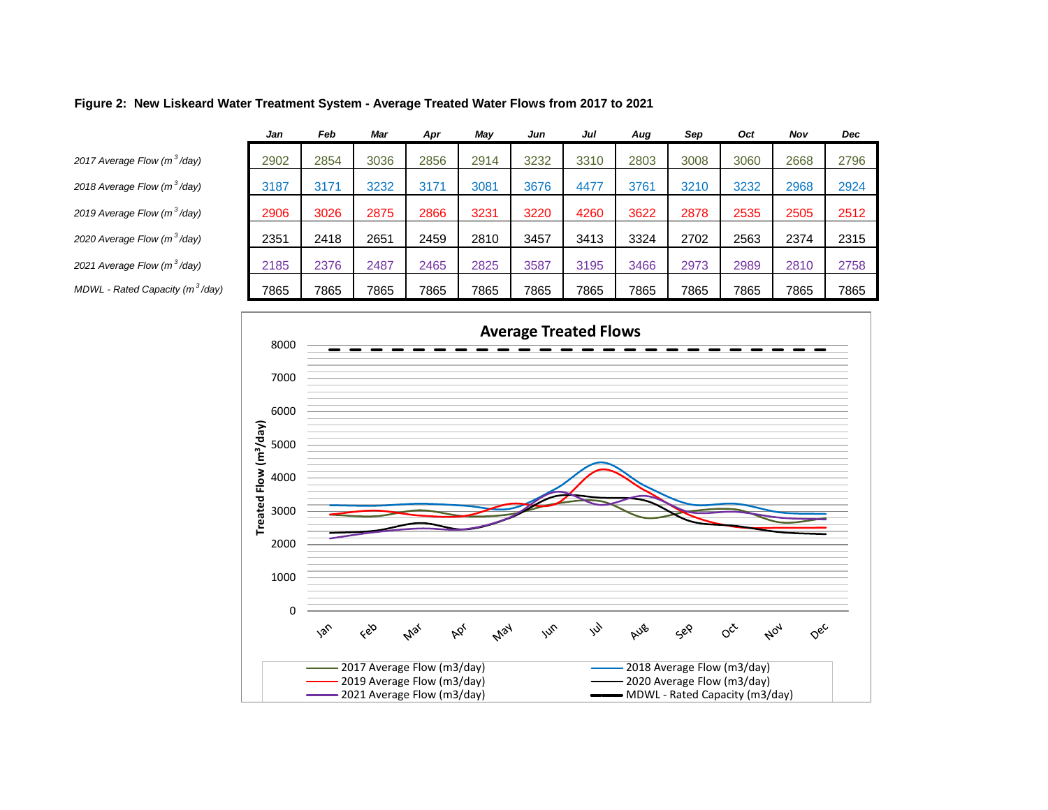**Figure 2: New Liskeard Water Treatment System - Average Treated Water Flows from 2017 to 2021**

| | Jan | Feb | Mar | Apr | May | Jun | Jul | Aug | Sep | Oct | Nov | Dec |
|---|---|---|---|---|---|---|---|---|---|---|---|---|
| *2017 Average Flow ($m^3$/day)* | 2902 | 2854 | 3036 | 2856 | 2914 | 3232 | 3310 | 2803 | 3008 | 3060 | 2668 | 2796 |
| *2018 Average Flow ($m^3$/day)* | 3187 | 3171 | 3232 | 3171 | 3081 | 3676 | 4477 | 3761 | 3210 | 3232 | 2968 | 2924 |
| *2019 Average Flow ($m^3$/day)* | 2906 | 3026 | 2875 | 2866 | 3231 | 3220 | 4260 | 3622 | 2878 | 2535 | 2505 | 2512 |
| *2020 Average Flow ($m^3$/day)* | 2351 | 2418 | 2651 | 2459 | 2810 | 3457 | 3413 | 3324 | 2702 | 2563 | 2374 | 2315 |
| *2021 Average Flow ($m^3$/day)* | 2185 | 2376 | 2487 | 2465 | 2825 | 3587 | 3195 | 3466 | 2973 | 2989 | 2810 | 2758 |
| *MDWL - Rated Capacity ($m^3$/day)* | 7865 | 7865 | 7865 | 7865 | 7865 | 7865 | 7865 | 7865 | 7865 | 7865 | 7865 | 7865 |

**Average Treated Flows**

Treated Flow ($m^3$/day)

Legend: 2017 Average Flow (m3/day); 2018 Average Flow (m3/day); 2019 Average Flow (m3/day); 2020 Average Flow (m3/day); 2021 Average Flow (m3/day); MDWL - Rated Capacity (m3/day)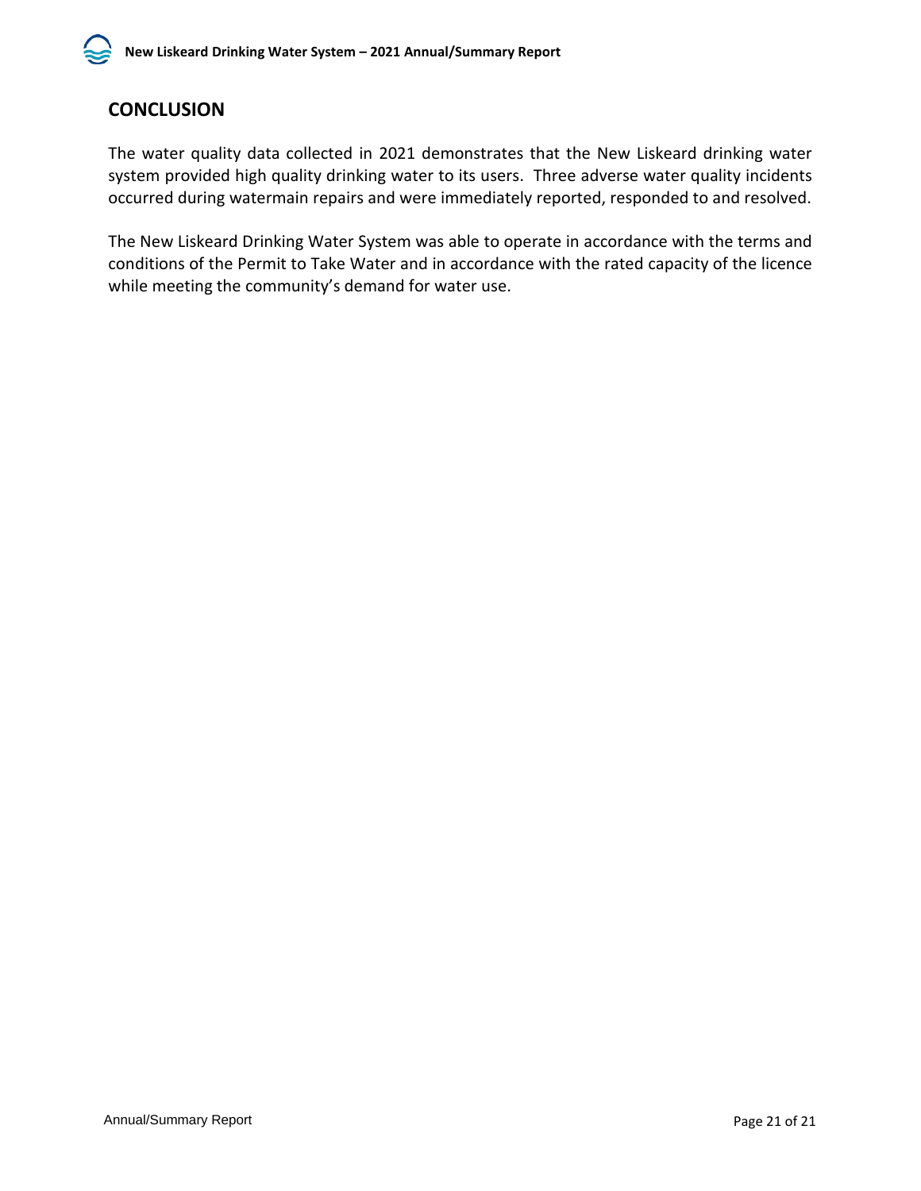## CONCLUSION

The water quality data collected in 2021 demonstrates that the New Liskeard drinking water system provided high quality drinking water to its users. Three adverse water quality incidents occurred during watermain repairs and were immediately reported, responded to and resolved.

The New Liskeard Drinking Water System was able to operate in accordance with the terms and conditions of the Permit to Take Water and in accordance with the rated capacity of the licence while meeting the community's demand for water use.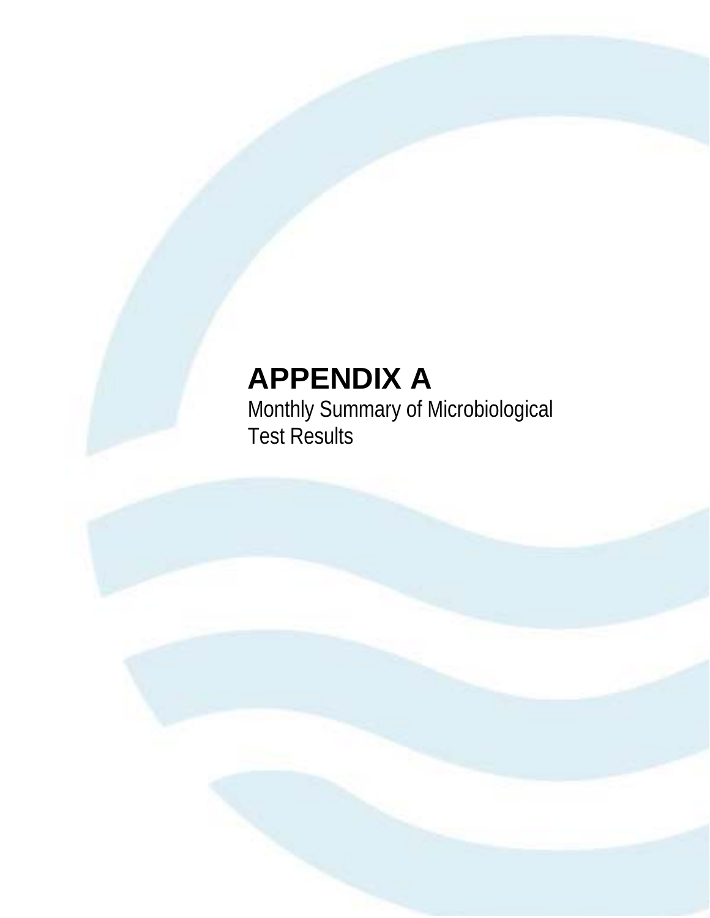# APPENDIX A

Monthly Summary of Microbiological Test Results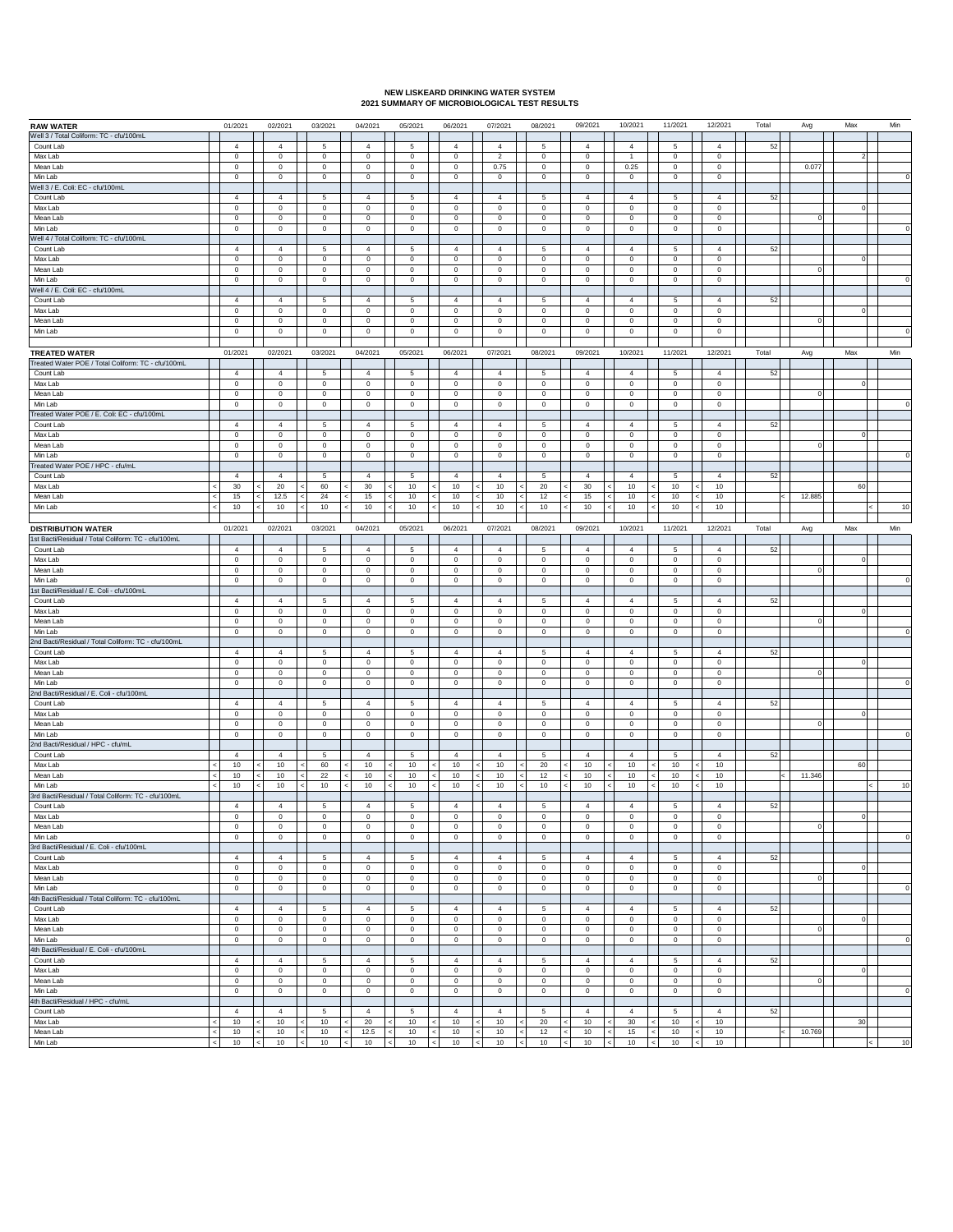# NEW LISKEARD DRINKING WATER SYSTEM
## 2021 SUMMARY OF MICROBIOLOGICAL TEST RESULTS

| RAW WATER | 01/2021 | 02/2021 | 03/2021 | 04/2021 | 05/2021 | 06/2021 | 07/2021 | 08/2021 | 09/2021 | 10/2021 | 11/2021 | 12/2021 | Total | Avg | Max | Min |
|---|---|---|---|---|---|---|---|---|---|---|---|---|---|---|---|---|
| Well 3 / Total Coliform: TC - cfu/100mL | | | | | | | | | | | | | | | | |
| Count Lab | 4 | 4 | 5 | 4 | 5 | 4 | 4 | 5 | 4 | 4 | 5 | 4 | 52 | | | |
| Max Lab | 0 | 0 | 0 | 0 | 0 | 0 | 2 | 0 | 0 | 1 | 0 | 0 | | | 2 | |
| Mean Lab | 0 | 0 | 0 | 0 | 0 | 0 | 0.75 | 0 | 0 | 0.25 | 0 | 0 | | 0.077 | | |
| Min Lab | 0 | 0 | 0 | 0 | 0 | 0 | 0 | 0 | 0 | 0 | 0 | 0 | | | | 0 |
| Well 3 / E. Coli: EC - cfu/100mL | | | | | | | | | | | | | | | | |
| Count Lab | 4 | 4 | 5 | 4 | 5 | 4 | 4 | 5 | 4 | 4 | 5 | 4 | 52 | | | |
| Max Lab | 0 | 0 | 0 | 0 | 0 | 0 | 0 | 0 | 0 | 0 | 0 | 0 | | | 0 | |
| Mean Lab | 0 | 0 | 0 | 0 | 0 | 0 | 0 | 0 | 0 | 0 | 0 | 0 | | 0 | | |
| Min Lab | 0 | 0 | 0 | 0 | 0 | 0 | 0 | 0 | 0 | 0 | 0 | 0 | | | | 0 |
| Well 4 / Total Coliform: TC - cfu/100mL | | | | | | | | | | | | | | | | |
| Count Lab | 4 | 4 | 5 | 4 | 5 | 4 | 4 | 5 | 4 | 4 | 5 | 4 | 52 | | | |
| Max Lab | 0 | 0 | 0 | 0 | 0 | 0 | 0 | 0 | 0 | 0 | 0 | 0 | | | 0 | |
| Mean Lab | 0 | 0 | 0 | 0 | 0 | 0 | 0 | 0 | 0 | 0 | 0 | 0 | | 0 | | |
| Min Lab | 0 | 0 | 0 | 0 | 0 | 0 | 0 | 0 | 0 | 0 | 0 | 0 | | | | 0 |
| Well 4 / E. Coli: EC - cfu/100mL | | | | | | | | | | | | | | | | |
| Count Lab | 4 | 4 | 5 | 4 | 5 | 4 | 4 | 5 | 4 | 4 | 5 | 4 | 52 | | | |
| Max Lab | 0 | 0 | 0 | 0 | 0 | 0 | 0 | 0 | 0 | 0 | 0 | 0 | | | 0 | |
| Mean Lab | 0 | 0 | 0 | 0 | 0 | 0 | 0 | 0 | 0 | 0 | 0 | 0 | | 0 | | |
| Min Lab | 0 | 0 | 0 | 0 | 0 | 0 | 0 | 0 | 0 | 0 | 0 | 0 | | | | 0 |

| TREATED WATER | 01/2021 | 02/2021 | 03/2021 | 04/2021 | 05/2021 | 06/2021 | 07/2021 | 08/2021 | 09/2021 | 10/2021 | 11/2021 | 12/2021 | Total | Avg | Max | Min |
|---|---|---|---|---|---|---|---|---|---|---|---|---|---|---|---|---|
| Treated Water POE / Total Coliform: TC - cfu/100mL | | | | | | | | | | | | | | | | |
| Count Lab | 4 | 4 | 5 | 4 | 5 | 4 | 4 | 5 | 4 | 4 | 5 | 4 | 52 | | | |
| Max Lab | 0 | 0 | 0 | 0 | 0 | 0 | 0 | 0 | 0 | 0 | 0 | 0 | | | 0 | |
| Mean Lab | 0 | 0 | 0 | 0 | 0 | 0 | 0 | 0 | 0 | 0 | 0 | 0 | | 0 | | |
| Min Lab | 0 | 0 | 0 | 0 | 0 | 0 | 0 | 0 | 0 | 0 | 0 | 0 | | | | 0 |
| Treated Water POE / E. Coli: EC - cfu/100mL | | | | | | | | | | | | | | | | |
| Count Lab | 4 | 4 | 5 | 4 | 5 | 4 | 4 | 5 | 4 | 4 | 5 | 4 | 52 | | | |
| Max Lab | 0 | 0 | 0 | 0 | 0 | 0 | 0 | 0 | 0 | 0 | 0 | 0 | | | 0 | |
| Mean Lab | 0 | 0 | 0 | 0 | 0 | 0 | 0 | 0 | 0 | 0 | 0 | 0 | | 0 | | |
| Min Lab | 0 | 0 | 0 | 0 | 0 | 0 | 0 | 0 | 0 | 0 | 0 | 0 | | | | 0 |
| Treated Water POE / HPC - cfu/mL | | | | | | | | | | | | | | | | |
| Count Lab | 4 | 4 | 5 | 4 | 5 | 4 | 4 | 5 | 4 | 4 | 5 | 4 | 52 | | | |
| Max Lab | < 30 | < 20 | < 60 | < 30 | < 10 | < 10 | < 10 | < 20 | < 30 | < 10 | < 10 | < 10 | | | 60 | |
| Mean Lab | < 15 | < 12.5 | < 24 | < 15 | < 10 | < 10 | < 10 | < 12 | < 15 | < 10 | < 10 | < 10 | | < 12.885 | | |
| Min Lab | < 10 | < 10 | < 10 | < 10 | < 10 | < 10 | < 10 | < 10 | < 10 | < 10 | < 10 | < 10 | | | | < 10 |

| DISTRIBUTION WATER | 01/2021 | 02/2021 | 03/2021 | 04/2021 | 05/2021 | 06/2021 | 07/2021 | 08/2021 | 09/2021 | 10/2021 | 11/2021 | 12/2021 | Total | Avg | Max | Min |
|---|---|---|---|---|---|---|---|---|---|---|---|---|---|---|---|---|
| 1st Bacti/Residual / Total Coliform: TC - cfu/100mL | | | | | | | | | | | | | | | | |
| Count Lab | 4 | 4 | 5 | 4 | 5 | 4 | 4 | 5 | 4 | 4 | 5 | 4 | 52 | | | |
| Max Lab | 0 | 0 | 0 | 0 | 0 | 0 | 0 | 0 | 0 | 0 | 0 | 0 | | | 0 | |
| Mean Lab | 0 | 0 | 0 | 0 | 0 | 0 | 0 | 0 | 0 | 0 | 0 | 0 | | 0 | | |
| Min Lab | 0 | 0 | 0 | 0 | 0 | 0 | 0 | 0 | 0 | 0 | 0 | 0 | | | | 0 |
| 1st Bacti/Residual / E. Coli - cfu/100mL | | | | | | | | | | | | | | | | |
| Count Lab | 4 | 4 | 5 | 4 | 5 | 4 | 4 | 5 | 4 | 4 | 5 | 4 | 52 | | | |
| Max Lab | 0 | 0 | 0 | 0 | 0 | 0 | 0 | 0 | 0 | 0 | 0 | 0 | | | 0 | |
| Mean Lab | 0 | 0 | 0 | 0 | 0 | 0 | 0 | 0 | 0 | 0 | 0 | 0 | | 0 | | |
| Min Lab | 0 | 0 | 0 | 0 | 0 | 0 | 0 | 0 | 0 | 0 | 0 | 0 | | | | 0 |
| 2nd Bacti/Residual / Total Coliform: TC - cfu/100mL | | | | | | | | | | | | | | | | |
| Count Lab | 4 | 4 | 5 | 4 | 5 | 4 | 4 | 5 | 4 | 4 | 5 | 4 | 52 | | | |
| Max Lab | 0 | 0 | 0 | 0 | 0 | 0 | 0 | 0 | 0 | 0 | 0 | 0 | | | 0 | |
| Mean Lab | 0 | 0 | 0 | 0 | 0 | 0 | 0 | 0 | 0 | 0 | 0 | 0 | | 0 | | |
| Min Lab | 0 | 0 | 0 | 0 | 0 | 0 | 0 | 0 | 0 | 0 | 0 | 0 | | | | 0 |
| 2nd Bacti/Residual / E. Coli - cfu/100mL | | | | | | | | | | | | | | | | |
| Count Lab | 4 | 4 | 5 | 4 | 5 | 4 | 4 | 5 | 4 | 4 | 5 | 4 | 52 | | | |
| Max Lab | 0 | 0 | 0 | 0 | 0 | 0 | 0 | 0 | 0 | 0 | 0 | 0 | | | 0 | |
| Mean Lab | 0 | 0 | 0 | 0 | 0 | 0 | 0 | 0 | 0 | 0 | 0 | 0 | | 0 | | |
| Min Lab | 0 | 0 | 0 | 0 | 0 | 0 | 0 | 0 | 0 | 0 | 0 | 0 | | | | 0 |
| 2nd Bacti/Residual / HPC - cfu/mL | | | | | | | | | | | | | | | | |
| Count Lab | 4 | 4 | 5 | 4 | 5 | 4 | 4 | 5 | 4 | 4 | 5 | 4 | 52 | | | |
| Max Lab | < 10 | < 10 | 60 | < 10 | < 10 | < 10 | < 10 | 20 | < 10 | < 10 | < 10 | < 10 | | | 60 | |
| Mean Lab | < 10 | < 10 | < 22 | < 10 | < 10 | < 10 | < 10 | < 12 | < 10 | < 10 | < 10 | < 10 | | < 11.346 | | |
| Min Lab | < 10 | < 10 | < 10 | < 10 | < 10 | < 10 | < 10 | < 10 | < 10 | < 10 | < 10 | < 10 | | | | < 10 |
| 3rd Bacti/Residual / Total Coliform: TC - cfu/100mL | | | | | | | | | | | | | | | | |
| Count Lab | 4 | 4 | 5 | 4 | 5 | 4 | 4 | 5 | 4 | 4 | 5 | 4 | 52 | | | |
| Max Lab | 0 | 0 | 0 | 0 | 0 | 0 | 0 | 0 | 0 | 0 | 0 | 0 | | | 0 | |
| Mean Lab | 0 | 0 | 0 | 0 | 0 | 0 | 0 | 0 | 0 | 0 | 0 | 0 | | 0 | | |
| Min Lab | 0 | 0 | 0 | 0 | 0 | 0 | 0 | 0 | 0 | 0 | 0 | 0 | | | | 0 |
| 3rd Bacti/Residual / E. Coli - cfu/100mL | | | | | | | | | | | | | | | | |
| Count Lab | 4 | 4 | 5 | 4 | 5 | 4 | 4 | 5 | 4 | 4 | 5 | 4 | 52 | | | |
| Max Lab | 0 | 0 | 0 | 0 | 0 | 0 | 0 | 0 | 0 | 0 | 0 | 0 | | | 0 | |
| Mean Lab | 0 | 0 | 0 | 0 | 0 | 0 | 0 | 0 | 0 | 0 | 0 | 0 | | 0 | | |
| Min Lab | 0 | 0 | 0 | 0 | 0 | 0 | 0 | 0 | 0 | 0 | 0 | 0 | | | | 0 |
| 4th Bacti/Residual / Total Coliform: TC - cfu/100mL | | | | | | | | | | | | | | | | |
| Count Lab | 4 | 4 | 5 | 4 | 5 | 4 | 4 | 5 | 4 | 4 | 5 | 4 | 52 | | | |
| Max Lab | 0 | 0 | 0 | 0 | 0 | 0 | 0 | 0 | 0 | 0 | 0 | 0 | | | 0 | |
| Mean Lab | 0 | 0 | 0 | 0 | 0 | 0 | 0 | 0 | 0 | 0 | 0 | 0 | | 0 | | |
| Min Lab | 0 | 0 | 0 | 0 | 0 | 0 | 0 | 0 | 0 | 0 | 0 | 0 | | | | 0 |
| 4th Bacti/Residual / E. Coli - cfu/100mL | | | | | | | | | | | | | | | | |
| Count Lab | 4 | 4 | 5 | 4 | 5 | 4 | 4 | 5 | 4 | 4 | 5 | 4 | 52 | | | |
| Max Lab | 0 | 0 | 0 | 0 | 0 | 0 | 0 | 0 | 0 | 0 | 0 | 0 | | | 0 | |
| Mean Lab | 0 | 0 | 0 | 0 | 0 | 0 | 0 | 0 | 0 | 0 | 0 | 0 | | 0 | | |
| Min Lab | 0 | 0 | 0 | 0 | 0 | 0 | 0 | 0 | 0 | 0 | 0 | 0 | | | | 0 |
| 4th Bacti/Residual / HPC - cfu/mL | | | | | | | | | | | | | | | | |
| Count Lab | 4 | 4 | 5 | 4 | 5 | 4 | 4 | 5 | 4 | 4 | 5 | 4 | 52 | | | |
| Max Lab | < 10 | < 10 | < 10 | < 20 | < 10 | < 10 | < 10 | < 20 | < 10 | < 30 | < 10 | < 10 | | | 30 | |
| Mean Lab | < 10 | < 10 | < 10 | < 12.5 | < 10 | < 10 | < 10 | < 12 | < 10 | < 15 | < 10 | < 10 | | < 10.769 | | |
| Min Lab | < 10 | < 10 | < 10 | < 10 | < 10 | < 10 | < 10 | < 10 | < 10 | < 10 | < 10 | < 10 | | | | < 10 |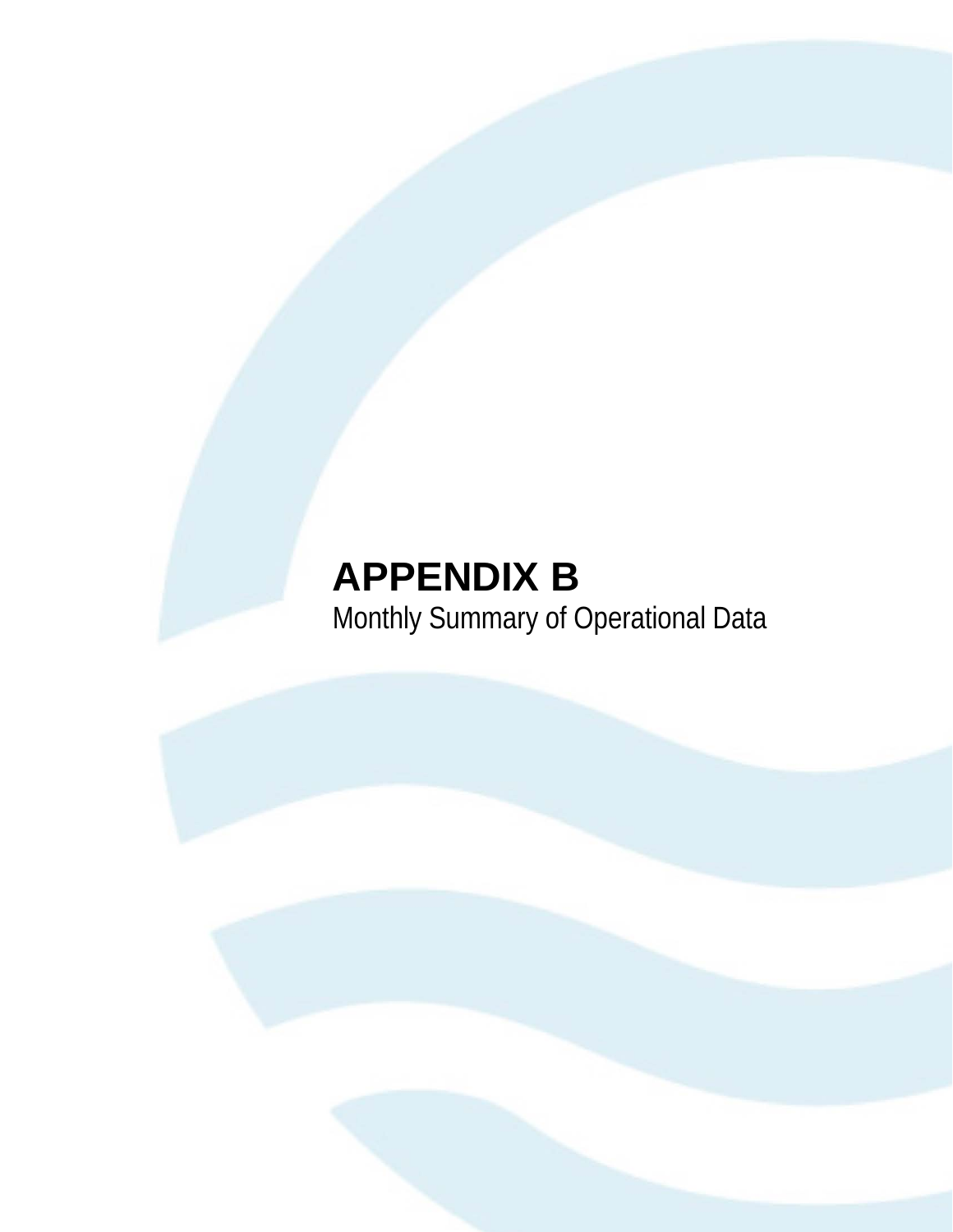# APPENDIX B

Monthly Summary of Operational Data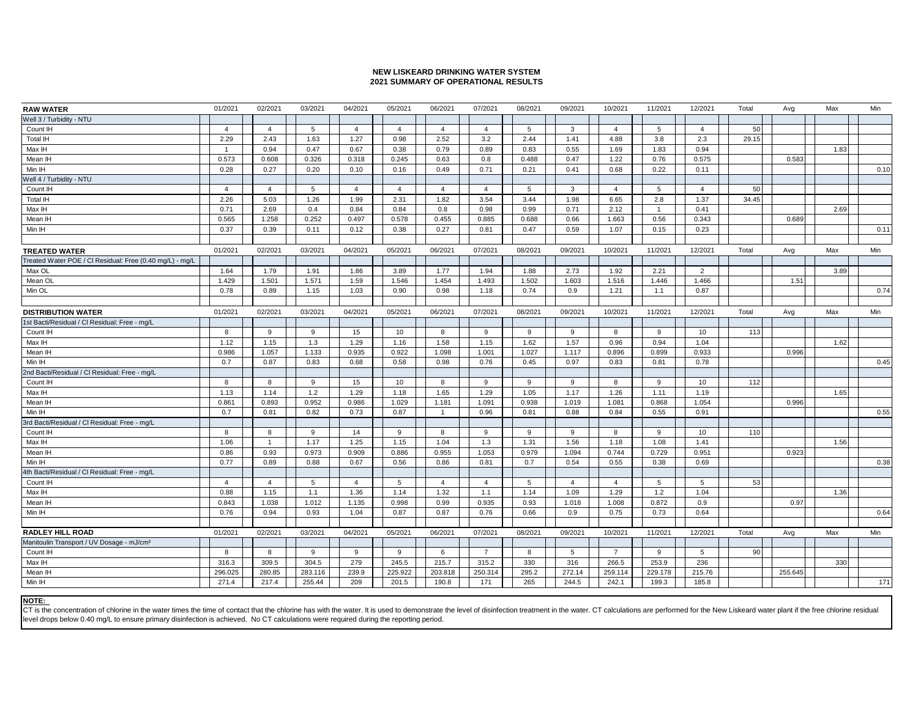**NEW LISKEARD DRINKING WATER SYSTEM**
**2021 SUMMARY OF OPERATIONAL RESULTS**

| RAW WATER | 01/2021 | 02/2021 | 03/2021 | 04/2021 | 05/2021 | 06/2021 | 07/2021 | 08/2021 | 09/2021 | 10/2021 | 11/2021 | 12/2021 | Total | Avg | Max | Min |
|---|---|---|---|---|---|---|---|---|---|---|---|---|---|---|---|---|
| Well 3 / Turbidity - NTU | | | | | | | | | | | | | | | | |
| Count IH | 4 | 4 | 5 | 4 | 4 | 4 | 4 | 5 | 3 | 4 | 5 | 4 | 50 | | | |
| Total IH | 2.29 | 2.43 | 1.63 | 1.27 | 0.98 | 2.52 | 3.2 | 2.44 | 1.41 | 4.88 | 3.8 | 2.3 | 29.15 | | | |
| Max IH | 1 | 0.94 | 0.47 | 0.67 | 0.38 | 0.79 | 0.89 | 0.83 | 0.55 | 1.69 | 1.83 | 0.94 | | | 1.83 | |
| Mean IH | 0.573 | 0.608 | 0.326 | 0.318 | 0.245 | 0.63 | 0.8 | 0.488 | 0.47 | 1.22 | 0.76 | 0.575 | | 0.583 | | |
| Min IH | 0.28 | 0.27 | 0.20 | 0.10 | 0.16 | 0.49 | 0.71 | 0.21 | 0.41 | 0.68 | 0.22 | 0.11 | | | | 0.10 |
| Well 4 / Turbidity - NTU | | | | | | | | | | | | | | | | |
| Count IH | 4 | 4 | 5 | 4 | 4 | 4 | 4 | 5 | 3 | 4 | 5 | 4 | 50 | | | |
| Total IH | 2.26 | 5.03 | 1.26 | 1.99 | 2.31 | 1.82 | 3.54 | 3.44 | 1.98 | 6.65 | 2.8 | 1.37 | 34.45 | | | |
| Max IH | 0.71 | 2.69 | 0.4 | 0.84 | 0.84 | 0.8 | 0.98 | 0.99 | 0.71 | 2.12 | 1 | 0.41 | | | 2.69 | |
| Mean IH | 0.565 | 1.258 | 0.252 | 0.497 | 0.578 | 0.455 | 0.885 | 0.688 | 0.66 | 1.663 | 0.56 | 0.343 | | 0.689 | | |
| Min IH | 0.37 | 0.39 | 0.11 | 0.12 | 0.38 | 0.27 | 0.81 | 0.47 | 0.59 | 1.07 | 0.15 | 0.23 | | | | 0.11 |

| TREATED WATER | 01/2021 | 02/2021 | 03/2021 | 04/2021 | 05/2021 | 06/2021 | 07/2021 | 08/2021 | 09/2021 | 10/2021 | 11/2021 | 12/2021 | Total | Avg | Max | Min |
|---|---|---|---|---|---|---|---|---|---|---|---|---|---|---|---|---|
| Treated Water POE / Cl Residual: Free (0.40 mg/L) - mg/L | | | | | | | | | | | | | | | | |
| Max OL | 1.64 | 1.79 | 1.91 | 1.86 | 3.89 | 1.77 | 1.94 | 1.88 | 2.73 | 1.92 | 2.21 | 2 | | | 3.89 | |
| Mean OL | 1.429 | 1.501 | 1.571 | 1.59 | 1.546 | 1.454 | 1.493 | 1.502 | 1.603 | 1.516 | 1.446 | 1.466 | | 1.51 | | |
| Min OL | 0.78 | 0.89 | 1.15 | 1.03 | 0.90 | 0.98 | 1.18 | 0.74 | 0.9 | 1.21 | 1.1 | 0.87 | | | | 0.74 |

| DISTRIBUTION WATER | 01/2021 | 02/2021 | 03/2021 | 04/2021 | 05/2021 | 06/2021 | 07/2021 | 08/2021 | 09/2021 | 10/2021 | 11/2021 | 12/2021 | Total | Avg | Max | Min |
|---|---|---|---|---|---|---|---|---|---|---|---|---|---|---|---|---|
| 1st Bacti/Residual / Cl Residual: Free - mg/L | | | | | | | | | | | | | | | | |
| Count IH | 8 | 9 | 9 | 15 | 10 | 8 | 9 | 9 | 9 | 8 | 9 | 10 | 113 | | | |
| Max IH | 1.12 | 1.15 | 1.3 | 1.29 | 1.16 | 1.58 | 1.15 | 1.62 | 1.57 | 0.96 | 0.94 | 1.04 | | | 1.62 | |
| Mean IH | 0.986 | 1.057 | 1.133 | 0.935 | 0.922 | 1.098 | 1.001 | 1.027 | 1.117 | 0.896 | 0.899 | 0.933 | | 0.996 | | |
| Min IH | 0.7 | 0.87 | 0.83 | 0.68 | 0.58 | 0.98 | 0.76 | 0.45 | 0.97 | 0.83 | 0.81 | 0.78 | | | | 0.45 |
| 2nd Bacti/Residual / Cl Residual: Free - mg/L | | | | | | | | | | | | | | | | |
| Count IH | 8 | 8 | 9 | 15 | 10 | 8 | 9 | 9 | 9 | 8 | 9 | 10 | 112 | | | |
| Max IH | 1.13 | 1.14 | 1.2 | 1.29 | 1.18 | 1.65 | 1.29 | 1.05 | 1.17 | 1.26 | 1.11 | 1.19 | | | 1.65 | |
| Mean IH | 0.861 | 0.893 | 0.952 | 0.986 | 1.029 | 1.181 | 1.091 | 0.938 | 1.019 | 1.081 | 0.868 | 1.054 | | 0.996 | | |
| Min IH | 0.7 | 0.81 | 0.82 | 0.73 | 0.87 | 1 | 0.96 | 0.81 | 0.88 | 0.84 | 0.55 | 0.91 | | | | 0.55 |
| 3rd Bacti/Residual / Cl Residual: Free - mg/L | | | | | | | | | | | | | | | | |
| Count IH | 8 | 8 | 9 | 14 | 9 | 8 | 9 | 9 | 9 | 8 | 9 | 10 | 110 | | | |
| Max IH | 1.06 | 1 | 1.17 | 1.25 | 1.15 | 1.04 | 1.3 | 1.31 | 1.56 | 1.18 | 1.08 | 1.41 | | | 1.56 | |
| Mean IH | 0.86 | 0.93 | 0.973 | 0.909 | 0.886 | 0.955 | 1.053 | 0.979 | 1.094 | 0.744 | 0.729 | 0.951 | | 0.923 | | |
| Min IH | 0.77 | 0.89 | 0.88 | 0.67 | 0.56 | 0.86 | 0.81 | 0.7 | 0.54 | 0.55 | 0.38 | 0.69 | | | | 0.38 |
| 4th Bacti/Residual / Cl Residual: Free - mg/L | | | | | | | | | | | | | | | | |
| Count IH | 4 | 4 | 5 | 4 | 5 | 4 | 4 | 5 | 4 | 4 | 5 | 5 | 53 | | | |
| Max IH | 0.88 | 1.15 | 1.1 | 1.36 | 1.14 | 1.32 | 1.1 | 1.14 | 1.09 | 1.29 | 1.2 | 1.04 | | | 1.36 | |
| Mean IH | 0.843 | 1.038 | 1.012 | 1.135 | 0.998 | 0.99 | 0.935 | 0.93 | 1.018 | 1.008 | 0.872 | 0.9 | | 0.97 | | |
| Min IH | 0.76 | 0.94 | 0.93 | 1.04 | 0.87 | 0.87 | 0.76 | 0.66 | 0.9 | 0.75 | 0.73 | 0.64 | | | | 0.64 |

| RADLEY HILL ROAD | 01/2021 | 02/2021 | 03/2021 | 04/2021 | 05/2021 | 06/2021 | 07/2021 | 08/2021 | 09/2021 | 10/2021 | 11/2021 | 12/2021 | Total | Avg | Max | Min |
|---|---|---|---|---|---|---|---|---|---|---|---|---|---|---|---|---|
| Manitoulin Transport / UV Dosage - mJ/cm² | | | | | | | | | | | | | | | | |
| Count IH | 8 | 8 | 9 | 9 | 9 | 6 | 7 | 8 | 5 | 7 | 9 | 5 | 90 | | | |
| Max IH | 316.3 | 309.5 | 304.5 | 279 | 245.5 | 215.7 | 315.2 | 330 | 316 | 266.5 | 253.9 | 236 | | | 330 | |
| Mean IH | 296.025 | 280.85 | 283.116 | 239.9 | 225.922 | 203.818 | 250.314 | 295.2 | 272.14 | 259.114 | 229.178 | 215.76 | | 255.645 | | |
| Min IH | 271.4 | 217.4 | 255.44 | 209 | 201.5 | 190.8 | 171 | 265 | 244.5 | 242.1 | 199.3 | 185.8 | | | | 171 |

**NOTE:**
CT is the concentration of chlorine in the water times the time of contact that the chlorine has with the water. It is used to demonstrate the level of disinfection treatment in the water. CT calculations are performed for the New Liskeard water plant if the free chlorine residual level drops below 0.40 mg/L to ensure primary disinfection is achieved. No CT calculations were required during the reporting period.